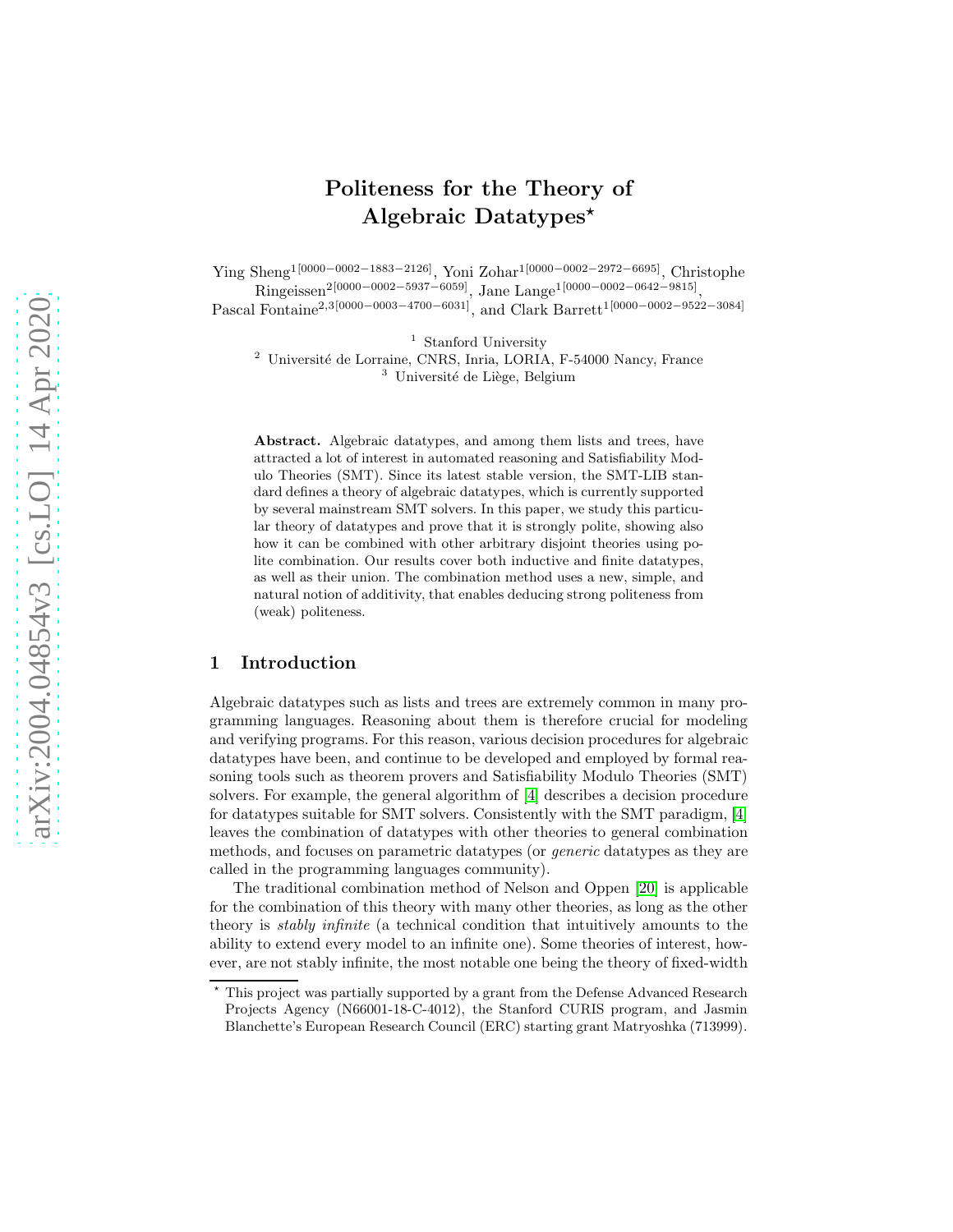# Politeness for the Theory of Algebraic Datatypes*

Ying Sheng[1[0000-0002-1883-2126]], Yoni Zohar[1[0000-0002-2972-6695]], Christophe Ringeissen[2[0000-0002-5937-6059]], Jane Lange[1[0000-0002-0642-9815]], Pascal Fontaine[2,3[0000-0003-4700-6031]], and Clark Barrett[1[0000-0002-9522-3084]]

[1] Stanford University
[2] Université de Lorraine, CNRS, Inria, LORIA, F-54000 Nancy, France
[3] Université de Liège, Belgium

**Abstract.** Algebraic datatypes, and among them lists and trees, have attracted a lot of interest in automated reasoning and Satisfiability Modulo Theories (SMT). Since its latest stable version, the SMT-LIB standard defines a theory of algebraic datatypes, which is currently supported by several mainstream SMT solvers. In this paper, we study this particular theory of datatypes and prove that it is strongly polite, showing also how it can be combined with other arbitrary disjoint theories using polite combination. Our results cover both inductive and finite datatypes, as well as their union. The combination method uses a new, simple, and natural notion of additivity, that enables deducing strong politeness from (weak) politeness.

## 1 Introduction

Algebraic datatypes such as lists and trees are extremely common in many programming languages. Reasoning about them is therefore crucial for modeling and verifying programs. For this reason, various decision procedures for algebraic datatypes have been, and continue to be developed and employed by formal reasoning tools such as theorem provers and Satisfiability Modulo Theories (SMT) solvers. For example, the general algorithm of [4] describes a decision procedure for datatypes suitable for SMT solvers. Consistently with the SMT paradigm, [4] leaves the combination of datatypes with other theories to general combination methods, and focuses on parametric datatypes (or *generic* datatypes as they are called in the programming languages community).

The traditional combination method of Nelson and Oppen [20] is applicable for the combination of this theory with many other theories, as long as the other theory is *stably infinite* (a technical condition that intuitively amounts to the ability to extend every model to an infinite one). Some theories of interest, however, are not stably infinite, the most notable one being the theory of fixed-width

* This project was partially supported by a grant from the Defense Advanced Research Projects Agency (N66001-18-C-4012), the Stanford CURIS program, and Jasmin Blanchette's European Research Council (ERC) starting grant Matryoshka (713999).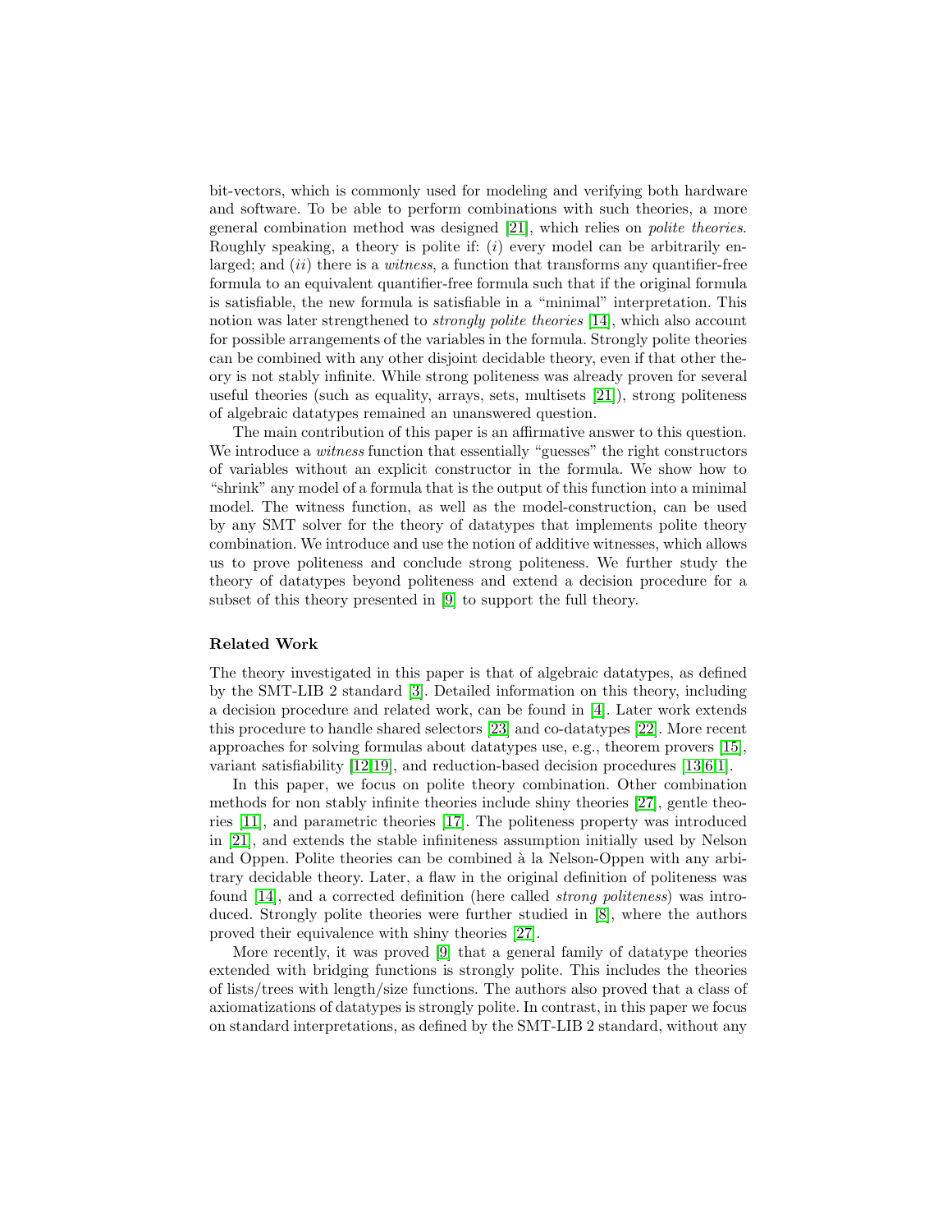bit-vectors, which is commonly used for modeling and verifying both hardware and software. To be able to perform combinations with such theories, a more general combination method was designed [21], which relies on *polite theories*. Roughly speaking, a theory is polite if: ($i$) every model can be arbitrarily enlarged; and ($ii$) there is a *witness*, a function that transforms any quantifier-free formula to an equivalent quantifier-free formula such that if the original formula is satisfiable, the new formula is satisfiable in a "minimal" interpretation. This notion was later strengthened to *strongly polite theories* [14], which also account for possible arrangements of the variables in the formula. Strongly polite theories can be combined with any other disjoint decidable theory, even if that other theory is not stably infinite. While strong politeness was already proven for several useful theories (such as equality, arrays, sets, multisets [21]), strong politeness of algebraic datatypes remained an unanswered question.

The main contribution of this paper is an affirmative answer to this question. We introduce a *witness* function that essentially "guesses" the right constructors of variables without an explicit constructor in the formula. We show how to "shrink" any model of a formula that is the output of this function into a minimal model. The witness function, as well as the model-construction, can be used by any SMT solver for the theory of datatypes that implements polite theory combination. We introduce and use the notion of additive witnesses, which allows us to prove politeness and conclude strong politeness. We further study the theory of datatypes beyond politeness and extend a decision procedure for a subset of this theory presented in [9] to support the full theory.

### Related Work

The theory investigated in this paper is that of algebraic datatypes, as defined by the SMT-LIB 2 standard [3]. Detailed information on this theory, including a decision procedure and related work, can be found in [4]. Later work extends this procedure to handle shared selectors [23] and co-datatypes [22]. More recent approaches for solving formulas about datatypes use, e.g., theorem provers [15], variant satisfiability [12,19], and reduction-based decision procedures [13,6,1].

In this paper, we focus on polite theory combination. Other combination methods for non stably infinite theories include shiny theories [27], gentle theories [11], and parametric theories [17]. The politeness property was introduced in [21], and extends the stable infiniteness assumption initially used by Nelson and Oppen. Polite theories can be combined à la Nelson-Oppen with any arbitrary decidable theory. Later, a flaw in the original definition of politeness was found [14], and a corrected definition (here called *strong politeness*) was introduced. Strongly polite theories were further studied in [8], where the authors proved their equivalence with shiny theories [27].

More recently, it was proved [9] that a general family of datatype theories extended with bridging functions is strongly polite. This includes the theories of lists/trees with length/size functions. The authors also proved that a class of axiomatizations of datatypes is strongly polite. In contrast, in this paper we focus on standard interpretations, as defined by the SMT-LIB 2 standard, without any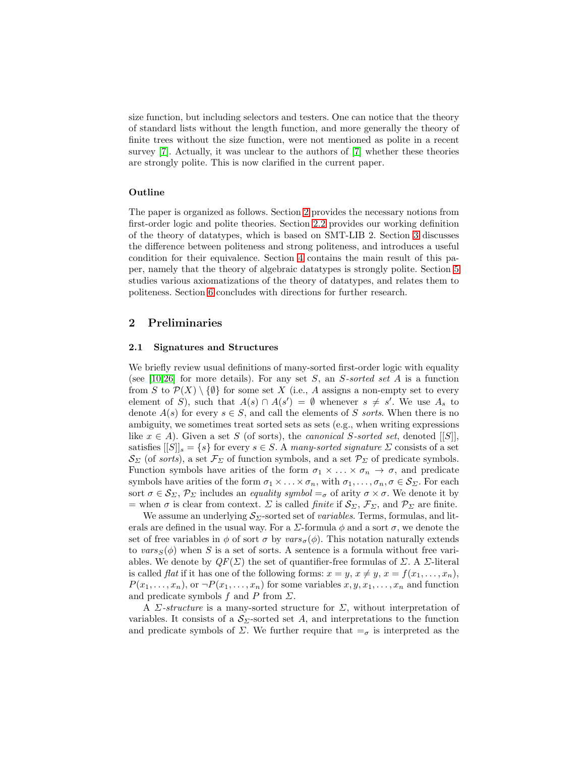size function, but including selectors and testers. One can notice that the theory of standard lists without the length function, and more generally the theory of finite trees without the size function, were not mentioned as polite in a recent survey [7]. Actually, it was unclear to the authors of [7] whether these theories are strongly polite. This is now clarified in the current paper.

**Outline**

The paper is organized as follows. Section 2 provides the necessary notions from first-order logic and polite theories. Section 2.2 provides our working definition of the theory of datatypes, which is based on SMT-LIB 2. Section 3 discusses the difference between politeness and strong politeness, and introduces a useful condition for their equivalence. Section 4 contains the main result of this paper, namely that the theory of algebraic datatypes is strongly polite. Section 5 studies various axiomatizations of the theory of datatypes, and relates them to politeness. Section 6 concludes with directions for further research.

## 2 Preliminaries

### 2.1 Signatures and Structures

We briefly review usual definitions of many-sorted first-order logic with equality (see [10,26] for more details). For any set $S$, an *$S$-sorted set* $A$ is a function from $S$ to $\mathcal{P}(X) \setminus \{\emptyset\}$ for some set $X$ (i.e., $A$ assigns a non-empty set to every element of $S$), such that $A(s) \cap A(s') = \emptyset$ whenever $s \neq s'$. We use $A_s$ to denote $A(s)$ for every $s \in S$, and call the elements of $S$ *sorts*. When there is no ambiguity, we sometimes treat sorted sets as sets (e.g., when writing expressions like $x \in A$). Given a set $S$ (of sorts), the *canonical $S$-sorted set*, denoted $[[S]]$, satisfies $[[S]]_s = \{s\}$ for every $s \in S$. A *many-sorted signature* $\Sigma$ consists of a set $\mathcal{S}_\Sigma$ (of *sorts*), a set $\mathcal{F}_\Sigma$ of function symbols, and a set $\mathcal{P}_\Sigma$ of predicate symbols. Function symbols have arities of the form $\sigma_1 \times \ldots \times \sigma_n \to \sigma$, and predicate symbols have arities of the form $\sigma_1 \times \ldots \times \sigma_n$, with $\sigma_1, \ldots, \sigma_n, \sigma \in \mathcal{S}_\Sigma$. For each sort $\sigma \in \mathcal{S}_\Sigma$, $\mathcal{P}_\Sigma$ includes an *equality symbol* $=_\sigma$ of arity $\sigma \times \sigma$. We denote it by $=$ when $\sigma$ is clear from context. $\Sigma$ is called *finite* if $\mathcal{S}_\Sigma$, $\mathcal{F}_\Sigma$, and $\mathcal{P}_\Sigma$ are finite.

We assume an underlying $\mathcal{S}_\Sigma$-sorted set of *variables*. Terms, formulas, and literals are defined in the usual way. For a $\Sigma$-formula $\phi$ and a sort $\sigma$, we denote the set of free variables in $\phi$ of sort $\sigma$ by $vars_\sigma(\phi)$. This notation naturally extends to $vars_S(\phi)$ when $S$ is a set of sorts. A sentence is a formula without free variables. We denote by $QF(\Sigma)$ the set of quantifier-free formulas of $\Sigma$. A $\Sigma$-literal is called *flat* if it has one of the following forms: $x = y$, $x \neq y$, $x = f(x_1, \ldots, x_n)$, $P(x_1, \ldots, x_n)$, or $\neg P(x_1, \ldots, x_n)$ for some variables $x, y, x_1, \ldots, x_n$ and function and predicate symbols $f$ and $P$ from $\Sigma$.

A *$\Sigma$-structure* is a many-sorted structure for $\Sigma$, without interpretation of variables. It consists of a $\mathcal{S}_\Sigma$-sorted set $A$, and interpretations to the function and predicate symbols of $\Sigma$. We further require that $=_\sigma$ is interpreted as the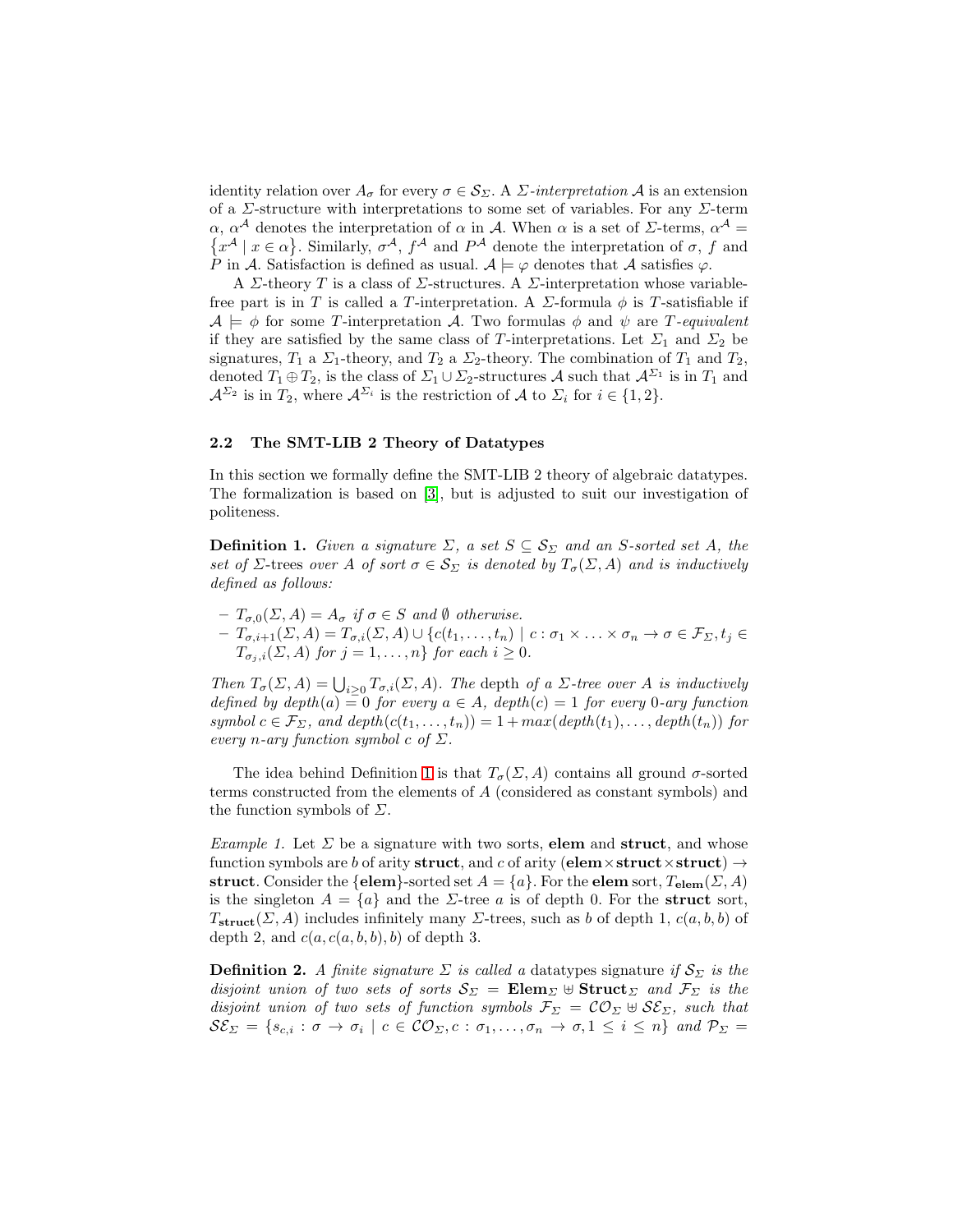identity relation over $A_\sigma$ for every $\sigma \in \mathcal{S}_\Sigma$. A *$\Sigma$-interpretation* $\mathcal{A}$ is an extension of a $\Sigma$-structure with interpretations to some set of variables. For any $\Sigma$-term $\alpha$, $\alpha^{\mathcal{A}}$ denotes the interpretation of $\alpha$ in $\mathcal{A}$. When $\alpha$ is a set of $\Sigma$-terms, $\alpha^{\mathcal{A}} = \{x^{\mathcal{A}} \mid x \in \alpha\}$. Similarly, $\sigma^{\mathcal{A}}$, $f^{\mathcal{A}}$ and $P^{\mathcal{A}}$ denote the interpretation of $\sigma$, $f$ and $P$ in $\mathcal{A}$. Satisfaction is defined as usual. $\mathcal{A} \models \varphi$ denotes that $\mathcal{A}$ satisfies $\varphi$.

A $\Sigma$-theory $T$ is a class of $\Sigma$-structures. A $\Sigma$-interpretation whose variable-free part is in $T$ is called a $T$-interpretation. A $\Sigma$-formula $\phi$ is $T$-satisfiable if $\mathcal{A} \models \phi$ for some $T$-interpretation $\mathcal{A}$. Two formulas $\phi$ and $\psi$ are *$T$-equivalent* if they are satisfied by the same class of $T$-interpretations. Let $\Sigma_1$ and $\Sigma_2$ be signatures, $T_1$ a $\Sigma_1$-theory, and $T_2$ a $\Sigma_2$-theory. The combination of $T_1$ and $T_2$, denoted $T_1 \oplus T_2$, is the class of $\Sigma_1 \cup \Sigma_2$-structures $\mathcal{A}$ such that $\mathcal{A}^{\Sigma_1}$ is in $T_1$ and $\mathcal{A}^{\Sigma_2}$ is in $T_2$, where $\mathcal{A}^{\Sigma_i}$ is the restriction of $\mathcal{A}$ to $\Sigma_i$ for $i \in \{1, 2\}$.

### 2.2 The SMT-LIB 2 Theory of Datatypes

In this section we formally define the SMT-LIB 2 theory of algebraic datatypes. The formalization is based on [3], but is adjusted to suit our investigation of politeness.

**Definition 1.** *Given a signature $\Sigma$, a set $S \subseteq \mathcal{S}_\Sigma$ and an $S$-sorted set $A$, the set of $\Sigma$-*trees *over $A$ of sort $\sigma \in \mathcal{S}_\Sigma$ is denoted by $T_\sigma(\Sigma, A)$ and is inductively defined as follows:*

- *$T_{\sigma,0}(\Sigma, A) = A_\sigma$ if $\sigma \in S$ and $\emptyset$ otherwise.*
- *$T_{\sigma,i+1}(\Sigma, A) = T_{\sigma,i}(\Sigma, A) \cup \{c(t_1, \ldots, t_n) \mid c : \sigma_1 \times \ldots \times \sigma_n \to \sigma \in \mathcal{F}_\Sigma, t_j \in T_{\sigma_j,i}(\Sigma, A)$ for $j = 1, \ldots, n\}$ for each $i \geq 0$.*

*Then $T_\sigma(\Sigma, A) = \bigcup_{i \geq 0} T_{\sigma,i}(\Sigma, A)$. The* depth *of a $\Sigma$-tree over $A$ is inductively defined by $depth(a) = 0$ for every $a \in A$, $depth(c) = 1$ for every $0$-ary function symbol $c \in \mathcal{F}_\Sigma$, and $depth(c(t_1, \ldots, t_n)) = 1 + max(depth(t_1), \ldots, depth(t_n))$ for every $n$-ary function symbol $c$ of $\Sigma$.*

The idea behind Definition 1 is that $T_\sigma(\Sigma, A)$ contains all ground $\sigma$-sorted terms constructed from the elements of $A$ (considered as constant symbols) and the function symbols of $\Sigma$.

*Example 1.* Let $\Sigma$ be a signature with two sorts, **elem** and **struct**, and whose function symbols are $b$ of arity **struct**, and $c$ of arity $(\textbf{elem} \times \textbf{struct} \times \textbf{struct}) \to \textbf{struct}$. Consider the $\{\textbf{elem}\}$-sorted set $A = \{a\}$. For the **elem** sort, $T_{\textbf{elem}}(\Sigma, A)$ is the singleton $A = \{a\}$ and the $\Sigma$-tree $a$ is of depth 0. For the **struct** sort, $T_{\textbf{struct}}(\Sigma, A)$ includes infinitely many $\Sigma$-trees, such as $b$ of depth 1, $c(a, b, b)$ of depth 2, and $c(a, c(a, b, b), b)$ of depth 3.

**Definition 2.** *A finite signature $\Sigma$ is called a* datatypes signature *if $\mathcal{S}_\Sigma$ is the disjoint union of two sets of sorts $\mathcal{S}_\Sigma = \textbf{Elem}_\Sigma \uplus \textbf{Struct}_\Sigma$ and $\mathcal{F}_\Sigma$ is the disjoint union of two sets of function symbols $\mathcal{F}_\Sigma = \mathcal{CO}_\Sigma \uplus \mathcal{SE}_\Sigma$, such that $\mathcal{SE}_\Sigma = \{s_{c,i} : \sigma \to \sigma_i \mid c \in \mathcal{CO}_\Sigma, c : \sigma_1, \ldots, \sigma_n \to \sigma, 1 \leq i \leq n\}$ and $\mathcal{P}_\Sigma =$*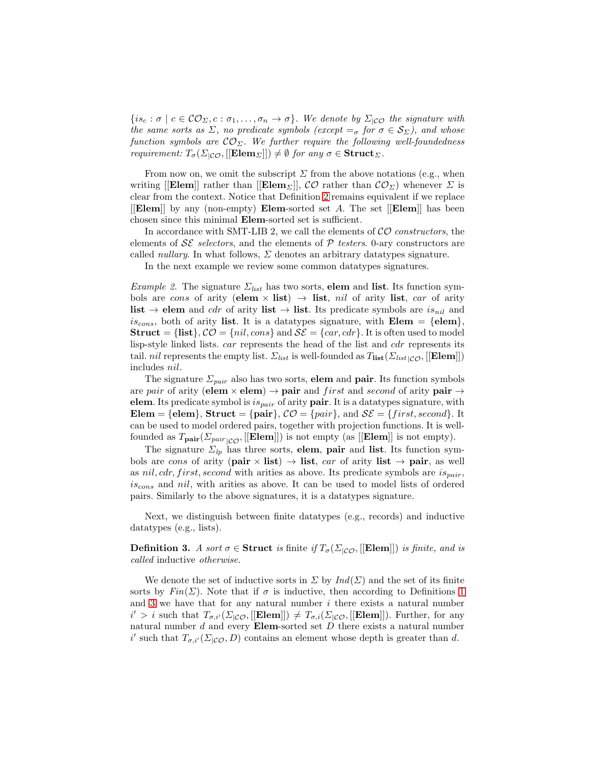$\{is_c : \sigma \mid c \in \mathcal{CO}_\Sigma, c : \sigma_1, \ldots, \sigma_n \to \sigma\}$. *We denote by* $\Sigma_{|\mathcal{CO}}$ *the signature with the same sorts as* $\Sigma$*, no predicate symbols (except* $=_\sigma$ *for* $\sigma \in \mathcal{S}_\Sigma$*), and whose function symbols are* $\mathcal{CO}_\Sigma$*. We further require the following well-foundedness requirement:* $T_\sigma(\Sigma_{|\mathcal{CO}}, [[\mathbf{Elem}_\Sigma]]) \neq \emptyset$ *for any* $\sigma \in \mathbf{Struct}_\Sigma$*.*

From now on, we omit the subscript $\Sigma$ from the above notations (e.g., when writing $[[\mathbf{Elem}]]$ rather than $[[\mathbf{Elem}_\Sigma]]$, $\mathcal{CO}$ rather than $\mathcal{CO}_\Sigma$) whenever $\Sigma$ is clear from the context. Notice that Definition 2 remains equivalent if we replace $[[\mathbf{Elem}]]$ by any (non-empty) $\mathbf{Elem}$-sorted set $A$. The set $[[\mathbf{Elem}]]$ has been chosen since this minimal $\mathbf{Elem}$-sorted set is sufficient.

In accordance with SMT-LIB 2, we call the elements of $\mathcal{CO}$ *constructors*, the elements of $\mathcal{SE}$ *selectors*, and the elements of $\mathcal{P}$ *testers*. 0-ary constructors are called *nullary*. In what follows, $\Sigma$ denotes an arbitrary datatypes signature.

In the next example we review some common datatypes signatures.

*Example 2.* The signature $\Sigma_{list}$ has two sorts, **elem** and **list**. Its function symbols are $cons$ of arity $(\mathbf{elem} \times \mathbf{list}) \to \mathbf{list}$, $nil$ of arity **list**, $car$ of arity $\mathbf{list} \to \mathbf{elem}$ and $cdr$ of arity $\mathbf{list} \to \mathbf{list}$. Its predicate symbols are $is_{nil}$ and $is_{cons}$, both of arity **list**. It is a datatypes signature, with $\mathbf{Elem} = \{\mathbf{elem}\}$, $\mathbf{Struct} = \{\mathbf{list}\}$, $\mathcal{CO} = \{nil, cons\}$ and $\mathcal{SE} = \{car, cdr\}$. It is often used to model lisp-style linked lists. $car$ represents the head of the list and $cdr$ represents its tail. $nil$ represents the empty list. $\Sigma_{list}$ is well-founded as $T_{\mathbf{list}}(\Sigma_{list|\mathcal{CO}}, [[\mathbf{Elem}]])$ includes $nil$.

The signature $\Sigma_{pair}$ also has two sorts, **elem** and **pair**. Its function symbols are $pair$ of arity $(\mathbf{elem} \times \mathbf{elem}) \to \mathbf{pair}$ and $first$ and $second$ of arity $\mathbf{pair} \to \mathbf{elem}$. Its predicate symbol is $is_{pair}$ of arity **pair**. It is a datatypes signature, with $\mathbf{Elem} = \{\mathbf{elem}\}$, $\mathbf{Struct} = \{\mathbf{pair}\}$, $\mathcal{CO} = \{pair\}$, and $\mathcal{SE} = \{first, second\}$. It can be used to model ordered pairs, together with projection functions. It is well-founded as $T_{\mathbf{pair}}(\Sigma_{pair|\mathcal{CO}}, [[\mathbf{Elem}]])$ is not empty (as $[[\mathbf{Elem}]]$ is not empty).

The signature $\Sigma_{lp}$ has three sorts, **elem**, **pair** and **list**. Its function symbols are $cons$ of arity $(\mathbf{pair} \times \mathbf{list}) \to \mathbf{list}$, $car$ of arity $\mathbf{list} \to \mathbf{pair}$, as well as $nil, cdr, first, second$ with arities as above. Its predicate symbols are $is_{pair}$, $is_{cons}$ and $nil$, with arities as above. It can be used to model lists of ordered pairs. Similarly to the above signatures, it is a datatypes signature.

Next, we distinguish between finite datatypes (e.g., records) and inductive datatypes (e.g., lists).

**Definition 3.** *A sort* $\sigma \in \mathbf{Struct}$ *is* finite *if* $T_\sigma(\Sigma_{|\mathcal{CO}}, [[\mathbf{Elem}]])$ *is finite, and is called* inductive *otherwise.*

We denote the set of inductive sorts in $\Sigma$ by $Ind(\Sigma)$ and the set of its finite sorts by $Fin(\Sigma)$. Note that if $\sigma$ is inductive, then according to Definitions 1 and 3 we have that for any natural number $i$ there exists a natural number $i' > i$ such that $T_{\sigma,i'}(\Sigma_{|\mathcal{CO}}, [[\mathbf{Elem}]]) \neq T_{\sigma,i}(\Sigma_{|\mathcal{CO}}, [[\mathbf{Elem}]])$. Further, for any natural number $d$ and every $\mathbf{Elem}$-sorted set $D$ there exists a natural number $i'$ such that $T_{\sigma,i'}(\Sigma_{|\mathcal{CO}}, D)$ contains an element whose depth is greater than $d$.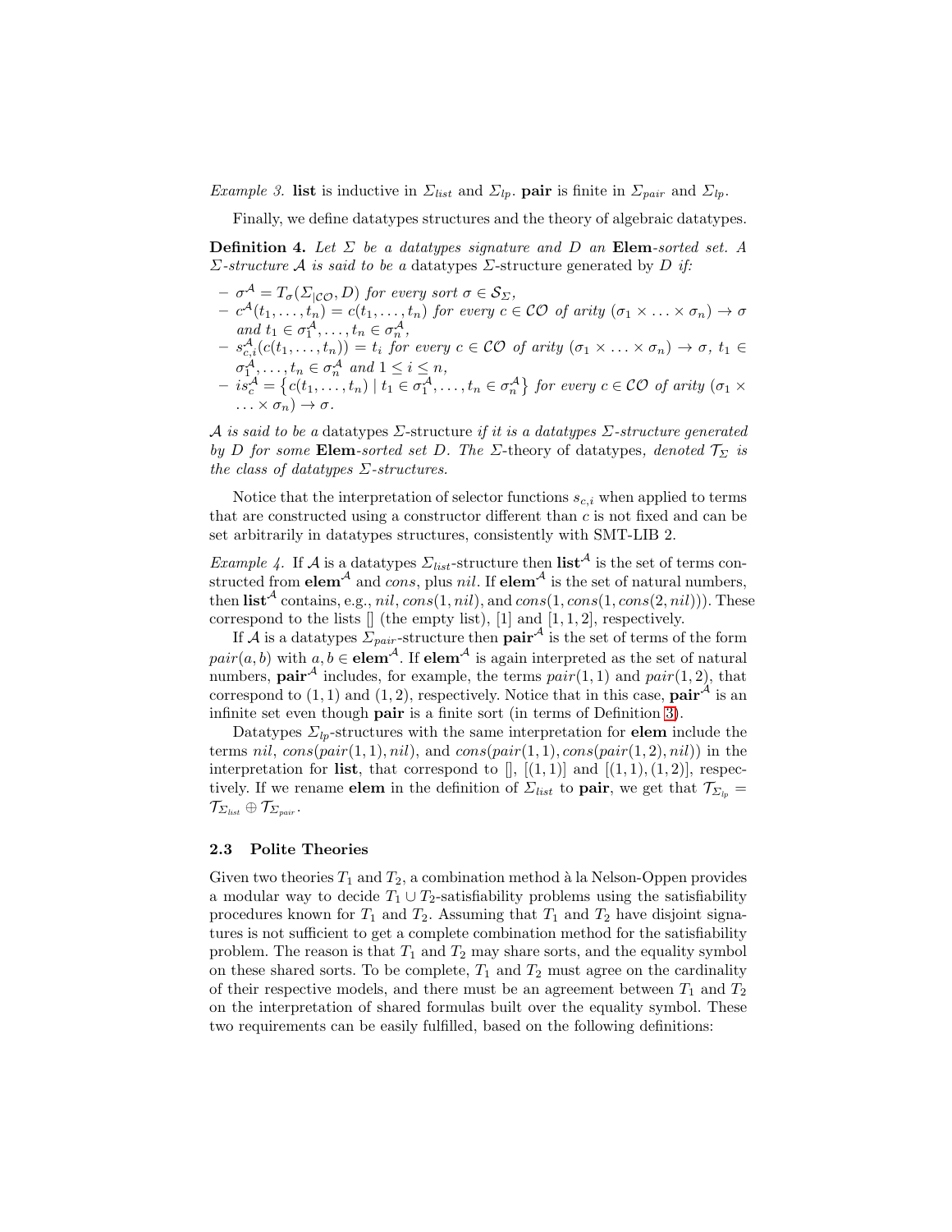*Example 3.* **list** is inductive in $\Sigma_{list}$ and $\Sigma_{lp}$. **pair** is finite in $\Sigma_{pair}$ and $\Sigma_{lp}$.

Finally, we define datatypes structures and the theory of algebraic datatypes.

**Definition 4.** *Let $\Sigma$ be a datatypes signature and $D$ an* **Elem***-sorted set. A $\Sigma$-structure $\mathcal{A}$ is said to be a* datatypes $\Sigma$-structure generated by $D$ *if:*

- $\sigma^{\mathcal{A}} = T_{\sigma}(\Sigma_{|\mathcal{CO}}, D)$ *for every sort* $\sigma \in \mathcal{S}_{\Sigma}$,
- $c^{\mathcal{A}}(t_1, \ldots, t_n) = c(t_1, \ldots, t_n)$ *for every* $c \in \mathcal{CO}$ *of arity* $(\sigma_1 \times \ldots \times \sigma_n) \rightarrow \sigma$ *and* $t_1 \in \sigma_1^{\mathcal{A}}, \ldots, t_n \in \sigma_n^{\mathcal{A}}$,
- $s_{c,i}^{\mathcal{A}}(c(t_1, \ldots, t_n)) = t_i$ *for every* $c \in \mathcal{CO}$ *of arity* $(\sigma_1 \times \ldots \times \sigma_n) \rightarrow \sigma$, $t_1 \in \sigma_1^{\mathcal{A}}, \ldots, t_n \in \sigma_n^{\mathcal{A}}$ *and* $1 \leq i \leq n$,
- $is_c^{\mathcal{A}} = \left\{ c(t_1, \ldots, t_n) \mid t_1 \in \sigma_1^{\mathcal{A}}, \ldots, t_n \in \sigma_n^{\mathcal{A}} \right\}$ *for every* $c \in \mathcal{CO}$ *of arity* $(\sigma_1 \times \ldots \times \sigma_n) \rightarrow \sigma$.

*$\mathcal{A}$ is said to be a* datatypes $\Sigma$-structure *if it is a datatypes $\Sigma$-structure generated by $D$ for some* **Elem***-sorted set $D$. The* $\Sigma$-theory of datatypes*, denoted $\mathcal{T}_{\Sigma}$ is the class of datatypes $\Sigma$-structures.*

Notice that the interpretation of selector functions $s_{c,i}$ when applied to terms that are constructed using a constructor different than $c$ is not fixed and can be set arbitrarily in datatypes structures, consistently with SMT-LIB 2.

*Example 4.* If $\mathcal{A}$ is a datatypes $\Sigma_{list}$-structure then $\textbf{list}^{\mathcal{A}}$ is the set of terms constructed from $\textbf{elem}^{\mathcal{A}}$ and *cons*, plus *nil*. If $\textbf{elem}^{\mathcal{A}}$ is the set of natural numbers, then $\textbf{list}^{\mathcal{A}}$ contains, e.g., $nil$, $cons(1, nil)$, and $cons(1, cons(1, cons(2, nil)))$. These correspond to the lists [] (the empty list), [1] and [1, 1, 2], respectively.

If $\mathcal{A}$ is a datatypes $\Sigma_{pair}$-structure then $\textbf{pair}^{\mathcal{A}}$ is the set of terms of the form $pair(a, b)$ with $a, b \in \textbf{elem}^{\mathcal{A}}$. If $\textbf{elem}^{\mathcal{A}}$ is again interpreted as the set of natural numbers, $\textbf{pair}^{\mathcal{A}}$ includes, for example, the terms $pair(1, 1)$ and $pair(1, 2)$, that correspond to $(1, 1)$ and $(1, 2)$, respectively. Notice that in this case, $\textbf{pair}^{\mathcal{A}}$ is an infinite set even though **pair** is a finite sort (in terms of Definition 3).

Datatypes $\Sigma_{lp}$-structures with the same interpretation for **elem** include the terms $nil$, $cons(pair(1, 1), nil)$, and $cons(pair(1, 1), cons(pair(1, 2), nil))$ in the interpretation for **list**, that correspond to [], [(1, 1)] and [(1, 1), (1, 2)], respectively. If we rename **elem** in the definition of $\Sigma_{list}$ to **pair**, we get that $\mathcal{T}_{\Sigma_{lp}} = \mathcal{T}_{\Sigma_{list}} \oplus \mathcal{T}_{\Sigma_{pair}}$.

### 2.3 Polite Theories

Given two theories $T_1$ and $T_2$, a combination method à la Nelson-Oppen provides a modular way to decide $T_1 \cup T_2$-satisfiability problems using the satisfiability procedures known for $T_1$ and $T_2$. Assuming that $T_1$ and $T_2$ have disjoint signatures is not sufficient to get a complete combination method for the satisfiability problem. The reason is that $T_1$ and $T_2$ may share sorts, and the equality symbol on these shared sorts. To be complete, $T_1$ and $T_2$ must agree on the cardinality of their respective models, and there must be an agreement between $T_1$ and $T_2$ on the interpretation of shared formulas built over the equality symbol. These two requirements can be easily fulfilled, based on the following definitions: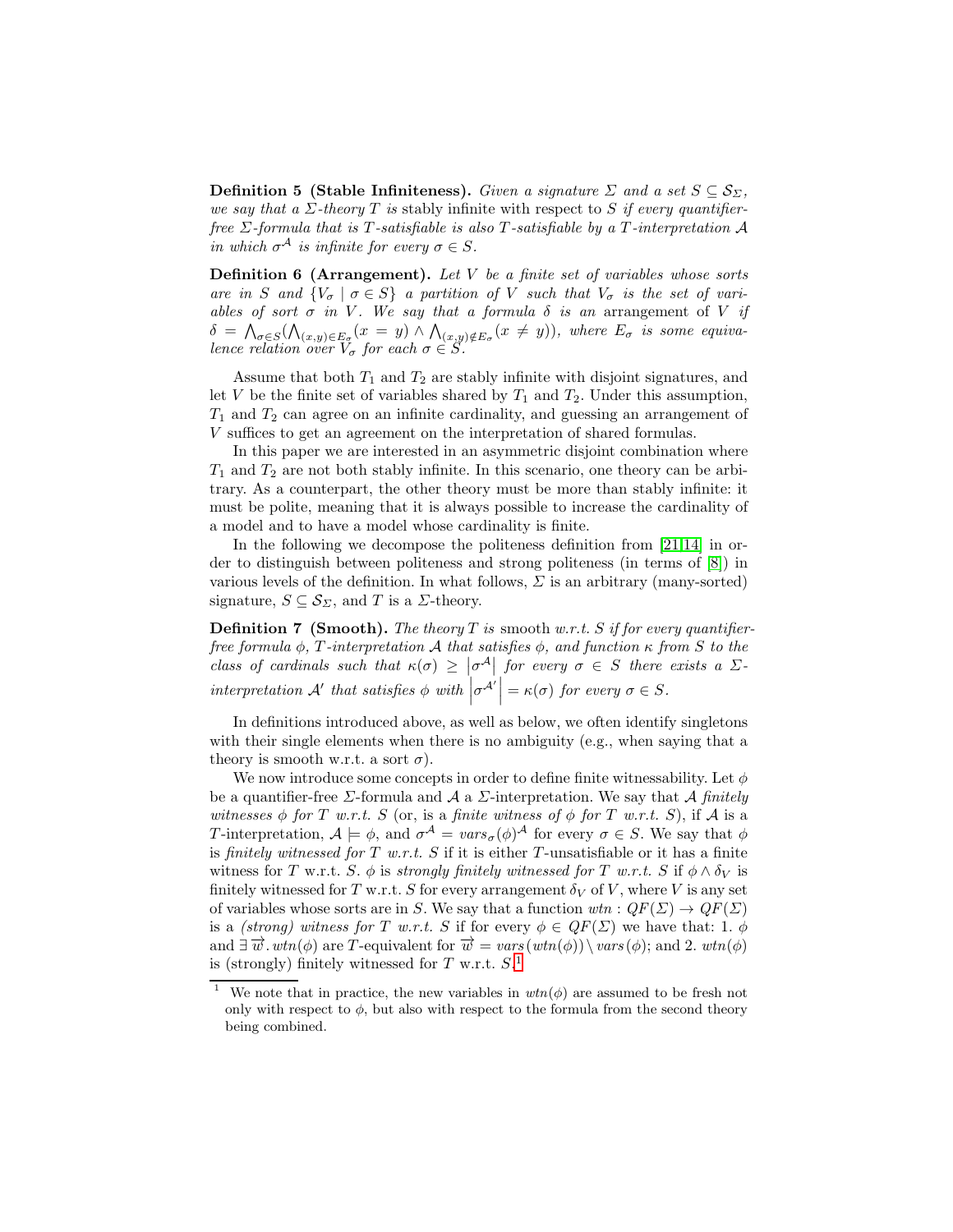**Definition 5 (Stable Infiniteness).** *Given a signature $\Sigma$ and a set $S \subseteq \mathcal{S}_\Sigma$, we say that a $\Sigma$-theory $T$ is* stably infinite *with respect to $S$ if every quantifier-free $\Sigma$-formula that is $T$-satisfiable is also $T$-satisfiable by a $T$-interpretation $\mathcal{A}$ in which $\sigma^{\mathcal{A}}$ is infinite for every $\sigma \in S$.*

**Definition 6 (Arrangement).** *Let $V$ be a finite set of variables whose sorts are in $S$ and $\{V_\sigma \mid \sigma \in S\}$ a partition of $V$ such that $V_\sigma$ is the set of variables of sort $\sigma$ in $V$. We say that a formula $\delta$ is an* arrangement *of $V$ if $\delta = \bigwedge_{\sigma \in S}(\bigwedge_{(x,y)\in E_\sigma}(x = y) \wedge \bigwedge_{(x,y)\notin E_\sigma}(x \neq y))$, where $E_\sigma$ is some equivalence relation over $V_\sigma$ for each $\sigma \in S$.*

Assume that both $T_1$ and $T_2$ are stably infinite with disjoint signatures, and let $V$ be the finite set of variables shared by $T_1$ and $T_2$. Under this assumption, $T_1$ and $T_2$ can agree on an infinite cardinality, and guessing an arrangement of $V$ suffices to get an agreement on the interpretation of shared formulas.

In this paper we are interested in an asymmetric disjoint combination where $T_1$ and $T_2$ are not both stably infinite. In this scenario, one theory can be arbitrary. As a counterpart, the other theory must be more than stably infinite: it must be polite, meaning that it is always possible to increase the cardinality of a model and to have a model whose cardinality is finite.

In the following we decompose the politeness definition from [21,14] in order to distinguish between politeness and strong politeness (in terms of [8]) in various levels of the definition. In what follows, $\Sigma$ is an arbitrary (many-sorted) signature, $S \subseteq \mathcal{S}_\Sigma$, and $T$ is a $\Sigma$-theory.

**Definition 7 (Smooth).** *The theory $T$ is* smooth *w.r.t. $S$ if for every quantifier-free formula $\phi$, $T$-interpretation $\mathcal{A}$ that satisfies $\phi$, and function $\kappa$ from $S$ to the class of cardinals such that $\kappa(\sigma) \geq \left|\sigma^{\mathcal{A}}\right|$ for every $\sigma \in S$ there exists a $\Sigma$-interpretation $\mathcal{A}'$ that satisfies $\phi$ with $\left|\sigma^{\mathcal{A}'}\right| = \kappa(\sigma)$ for every $\sigma \in S$.*

In definitions introduced above, as well as below, we often identify singletons with their single elements when there is no ambiguity (e.g., when saying that a theory is smooth w.r.t. a sort $\sigma$).

We now introduce some concepts in order to define finite witnessability. Let $\phi$ be a quantifier-free $\Sigma$-formula and $\mathcal{A}$ a $\Sigma$-interpretation. We say that $\mathcal{A}$ *finitely witnesses $\phi$ for $T$ w.r.t. $S$* (or, is a *finite witness of $\phi$ for $T$ w.r.t. $S$*), if $\mathcal{A}$ is a $T$-interpretation, $\mathcal{A} \models \phi$, and $\sigma^{\mathcal{A}} = vars_\sigma(\phi)^{\mathcal{A}}$ for every $\sigma \in S$. We say that $\phi$ is *finitely witnessed for $T$ w.r.t. $S$* if it is either $T$-unsatisfiable or it has a finite witness for $T$ w.r.t. $S$. $\phi$ is *strongly finitely witnessed for $T$ w.r.t. $S$* if $\phi \wedge \delta_V$ is finitely witnessed for $T$ w.r.t. $S$ for every arrangement $\delta_V$ of $V$, where $V$ is any set of variables whose sorts are in $S$. We say that a function $wtn : QF(\Sigma) \to QF(\Sigma)$ is a *(strong) witness for $T$ w.r.t. $S$* if for every $\phi \in QF(\Sigma)$ we have that: 1. $\phi$ and $\exists\, \overrightarrow{w}.\, wtn(\phi)$ are $T$-equivalent for $\overrightarrow{w} = vars(wtn(\phi)) \setminus vars(\phi)$; and 2. $wtn(\phi)$ is (strongly) finitely witnessed for $T$ w.r.t. $S$.[1]

[1] We note that in practice, the new variables in $wtn(\phi)$ are assumed to be fresh not only with respect to $\phi$, but also with respect to the formula from the second theory being combined.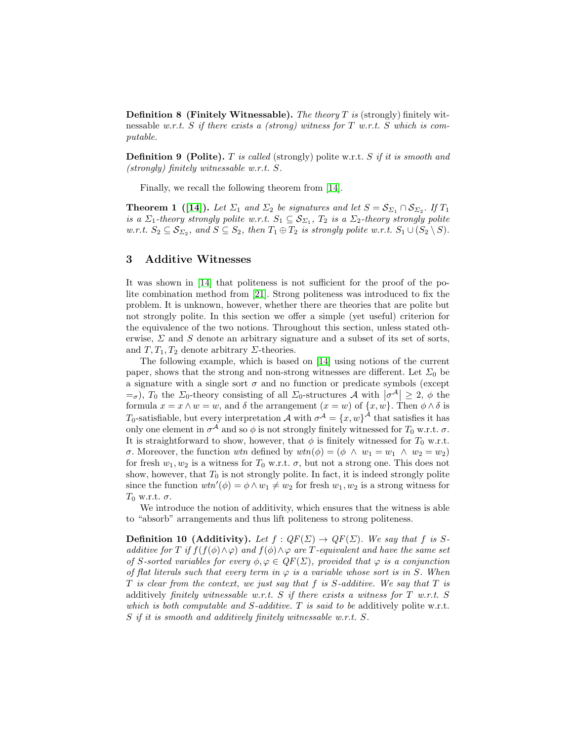**Definition 8 (Finitely Witnessable).** *The theory $T$ is* (strongly) finitely witnessable *w.r.t. $S$ if there exists a (strong) witness for $T$ w.r.t. $S$ which is computable.*

**Definition 9 (Polite).** *$T$ is called* (strongly) polite w.r.t. *$S$ if it is smooth and (strongly) finitely witnessable w.r.t. $S$.*

Finally, we recall the following theorem from [14].

**Theorem 1 ([14]).** *Let $\Sigma_1$ and $\Sigma_2$ be signatures and let $S = \mathcal{S}_{\Sigma_1} \cap \mathcal{S}_{\Sigma_2}$. If $T_1$ is a $\Sigma_1$-theory strongly polite w.r.t. $S_1 \subseteq \mathcal{S}_{\Sigma_1}$, $T_2$ is a $\Sigma_2$-theory strongly polite w.r.t. $S_2 \subseteq \mathcal{S}_{\Sigma_2}$, and $S \subseteq S_2$, then $T_1 \oplus T_2$ is strongly polite w.r.t. $S_1 \cup (S_2 \setminus S)$.*

## 3 Additive Witnesses

It was shown in [14] that politeness is not sufficient for the proof of the polite combination method from [21]. Strong politeness was introduced to fix the problem. It is unknown, however, whether there are theories that are polite but not strongly polite. In this section we offer a simple (yet useful) criterion for the equivalence of the two notions. Throughout this section, unless stated otherwise, $\Sigma$ and $S$ denote an arbitrary signature and a subset of its set of sorts, and $T, T_1, T_2$ denote arbitrary $\Sigma$-theories.

The following example, which is based on [14] using notions of the current paper, shows that the strong and non-strong witnesses are different. Let $\Sigma_0$ be a signature with a single sort $\sigma$ and no function or predicate symbols (except $=_\sigma$), $T_0$ the $\Sigma_0$-theory consisting of all $\Sigma_0$-structures $\mathcal{A}$ with $\left|\sigma^{\mathcal{A}}\right| \geq 2$, $\phi$ the formula $x = x \wedge w = w$, and $\delta$ the arrangement $(x = w)$ of $\{x, w\}$. Then $\phi \wedge \delta$ is $T_0$-satisfiable, but every interpretation $\mathcal{A}$ with $\sigma^{\mathcal{A}} = \{x, w\}^{\mathcal{A}}$ that satisfies it has only one element in $\sigma^{\mathcal{A}}$ and so $\phi$ is not strongly finitely witnessed for $T_0$ w.r.t. $\sigma$. It is straightforward to show, however, that $\phi$ is finitely witnessed for $T_0$ w.r.t. $\sigma$. Moreover, the function $wtn$ defined by $wtn(\phi) = (\phi \ \wedge \ w_1 = w_1 \ \wedge \ w_2 = w_2)$ for fresh $w_1, w_2$ is a witness for $T_0$ w.r.t. $\sigma$, but not a strong one. This does not show, however, that $T_0$ is not strongly polite. In fact, it is indeed strongly polite since the function $wtn'(\phi) = \phi \wedge w_1 \neq w_2$ for fresh $w_1, w_2$ is a strong witness for $T_0$ w.r.t. $\sigma$.

We introduce the notion of additivity, which ensures that the witness is able to "absorb" arrangements and thus lift politeness to strong politeness.

**Definition 10 (Additivity).** *Let $f : QF(\Sigma) \to QF(\Sigma)$. We say that $f$ is $S$-additive for $T$ if $f(f(\phi) \wedge \varphi)$ and $f(\phi) \wedge \varphi$ are $T$-equivalent and have the same set of $S$-sorted variables for every $\phi, \varphi \in QF(\Sigma)$, provided that $\varphi$ is a conjunction of flat literals such that every term in $\varphi$ is a variable whose sort is in $S$. When $T$ is clear from the context, we just say that $f$ is $S$-additive. We say that $T$ is* additively *finitely witnessable w.r.t. $S$ if there exists a witness for $T$ w.r.t. $S$ which is both computable and $S$-additive. $T$ is said to be* additively polite w.r.t. *$S$ if it is smooth and additively finitely witnessable w.r.t. $S$.*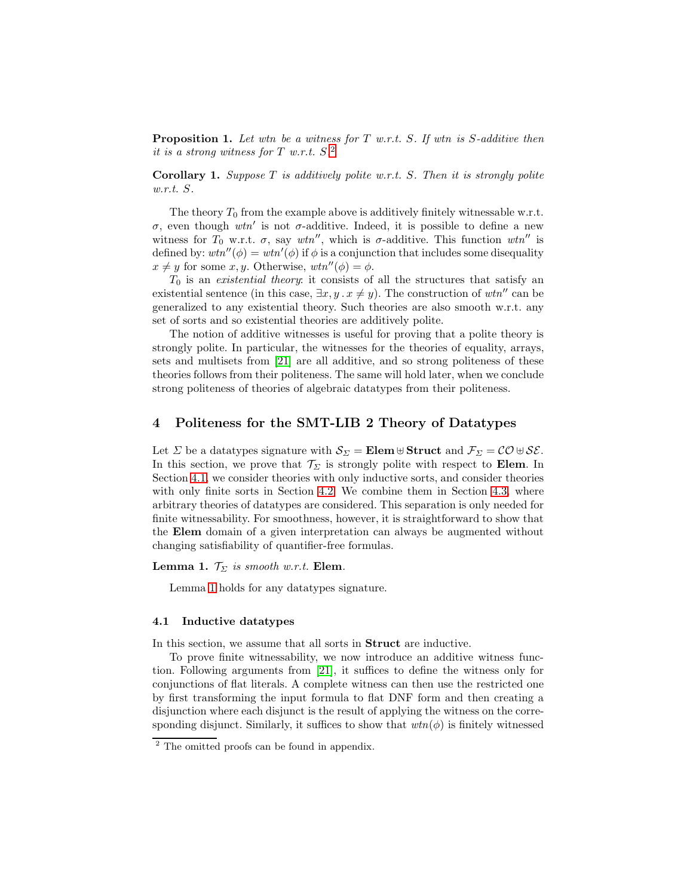**Proposition 1.** *Let wtn be a witness for T w.r.t. S. If wtn is S-additive then it is a strong witness for T w.r.t. S.*[2]

**Corollary 1.** *Suppose T is additively polite w.r.t. S. Then it is strongly polite w.r.t. S.*

The theory $T_0$ from the example above is additively finitely witnessable w.r.t. $\sigma$, even though $wtn'$ is not $\sigma$-additive. Indeed, it is possible to define a new witness for $T_0$ w.r.t. $\sigma$, say $wtn''$, which is $\sigma$-additive. This function $wtn''$ is defined by: $wtn''(\phi) = wtn'(\phi)$ if $\phi$ is a conjunction that includes some disequality $x \neq y$ for some $x, y$. Otherwise, $wtn''(\phi) = \phi$.

$T_0$ is an *existential theory*: it consists of all the structures that satisfy an existential sentence (in this case, $\exists x, y \,.\, x \neq y$). The construction of $wtn''$ can be generalized to any existential theory. Such theories are also smooth w.r.t. any set of sorts and so existential theories are additively polite.

The notion of additive witnesses is useful for proving that a polite theory is strongly polite. In particular, the witnesses for the theories of equality, arrays, sets and multisets from [21] are all additive, and so strong politeness of these theories follows from their politeness. The same will hold later, when we conclude strong politeness of theories of algebraic datatypes from their politeness.

## 4 Politeness for the SMT-LIB 2 Theory of Datatypes

Let $\Sigma$ be a datatypes signature with $\mathcal{S}_\Sigma = \mathbf{Elem} \uplus \mathbf{Struct}$ and $\mathcal{F}_\Sigma = \mathcal{CO} \uplus \mathcal{SE}$. In this section, we prove that $\mathcal{T}_\Sigma$ is strongly polite with respect to $\mathbf{Elem}$. In Section 4.1, we consider theories with only inductive sorts, and consider theories with only finite sorts in Section 4.2. We combine them in Section 4.3, where arbitrary theories of datatypes are considered. This separation is only needed for finite witnessability. For smoothness, however, it is straightforward to show that the $\mathbf{Elem}$ domain of a given interpretation can always be augmented without changing satisfiability of quantifier-free formulas.

**Lemma 1.** *$\mathcal{T}_\Sigma$ is smooth w.r.t.* $\mathbf{Elem}$.

Lemma 1 holds for any datatypes signature.

### 4.1 Inductive datatypes

In this section, we assume that all sorts in $\mathbf{Struct}$ are inductive.

To prove finite witnessability, we now introduce an additive witness function. Following arguments from [21], it suffices to define the witness only for conjunctions of flat literals. A complete witness can then use the restricted one by first transforming the input formula to flat DNF form and then creating a disjunction where each disjunct is the result of applying the witness on the corresponding disjunct. Similarly, it suffices to show that $wtn(\phi)$ is finitely witnessed

[2] The omitted proofs can be found in appendix.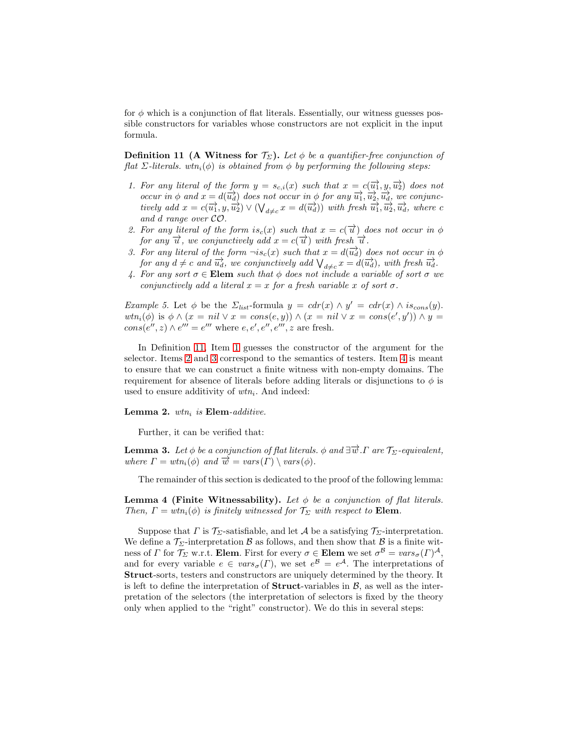for $\phi$ which is a conjunction of flat literals. Essentially, our witness guesses possible constructors for variables whose constructors are not explicit in the input formula.

**Definition 11 (A Witness for $\mathcal{T}_\Sigma$).** *Let $\phi$ be a quantifier-free conjunction of flat $\Sigma$-literals. $wtn_i(\phi)$ is obtained from $\phi$ by performing the following steps:*

1. *For any literal of the form $y = s_{c,i}(x)$ such that $x = c(\overrightarrow{u_1}, y, \overrightarrow{u_2})$ does not occur in $\phi$ and $x = d(\overrightarrow{u_d})$ does not occur in $\phi$ for any $\overrightarrow{u_1}, \overrightarrow{u_2}, \overrightarrow{u_d}$, we conjunctively add $x = c(\overrightarrow{u_1}, y, \overrightarrow{u_2}) \vee (\bigvee_{d \neq c} x = d(\overrightarrow{u_d}))$ with fresh $\overrightarrow{u_1}, \overrightarrow{u_2}, \overrightarrow{u_d}$, where $c$ and $d$ range over $\mathcal{CO}$.*
2. *For any literal of the form $is_c(x)$ such that $x = c(\overrightarrow{u})$ does not occur in $\phi$ for any $\overrightarrow{u}$, we conjunctively add $x = c(\overrightarrow{u})$ with fresh $\overrightarrow{u}$.*
3. *For any literal of the form $\neg is_c(x)$ such that $x = d(\overrightarrow{u_d})$ does not occur in $\phi$ for any $d \neq c$ and $\overrightarrow{u_d}$, we conjunctively add $\bigvee_{d \neq c} x = d(\overrightarrow{u_d})$, with fresh $\overrightarrow{u_d}$.*
4. *For any sort $\sigma \in$ **Elem** such that $\phi$ does not include a variable of sort $\sigma$ we conjunctively add a literal $x = x$ for a fresh variable $x$ of sort $\sigma$.*

*Example 5.* Let $\phi$ be the $\Sigma_{list}$-formula $y = cdr(x) \wedge y' = cdr(x) \wedge is_{cons}(y)$. $wtn_i(\phi)$ is $\phi \wedge (x = nil \vee x = cons(e, y)) \wedge (x = nil \vee x = cons(e', y')) \wedge y = cons(e'', z) \wedge e''' = e'''$ where $e, e', e'', e''', z$ are fresh.

In Definition 11, Item 1 guesses the constructor of the argument for the selector. Items 2 and 3 correspond to the semantics of testers. Item 4 is meant to ensure that we can construct a finite witness with non-empty domains. The requirement for absence of literals before adding literals or disjunctions to $\phi$ is used to ensure additivity of $wtn_i$. And indeed:

**Lemma 2.** *$wtn_i$ is* **Elem***-additive.*

Further, it can be verified that:

**Lemma 3.** *Let $\phi$ be a conjunction of flat literals. $\phi$ and $\exists \overrightarrow{w}.\Gamma$ are $\mathcal{T}_\Sigma$-equivalent, where $\Gamma = wtn_i(\phi)$ and $\overrightarrow{w} = vars(\Gamma) \setminus vars(\phi)$.*

The remainder of this section is dedicated to the proof of the following lemma:

**Lemma 4 (Finite Witnessability).** *Let $\phi$ be a conjunction of flat literals. Then, $\Gamma = wtn_i(\phi)$ is finitely witnessed for $\mathcal{T}_\Sigma$ with respect to* **Elem**.

Suppose that $\Gamma$ is $\mathcal{T}_\Sigma$-satisfiable, and let $\mathcal{A}$ be a satisfying $\mathcal{T}_\Sigma$-interpretation. We define a $\mathcal{T}_\Sigma$-interpretation $\mathcal{B}$ as follows, and then show that $\mathcal{B}$ is a finite witness of $\Gamma$ for $\mathcal{T}_\Sigma$ w.r.t. **Elem**. First for every $\sigma \in$ **Elem** we set $\sigma^{\mathcal{B}} = vars_\sigma(\Gamma)^{\mathcal{A}}$, and for every variable $e \in vars_\sigma(\Gamma)$, we set $e^{\mathcal{B}} = e^{\mathcal{A}}$. The interpretations of **Struct**-sorts, testers and constructors are uniquely determined by the theory. It is left to define the interpretation of **Struct**-variables in $\mathcal{B}$, as well as the interpretation of the selectors (the interpretation of selectors is fixed by the theory only when applied to the "right" constructor). We do this in several steps: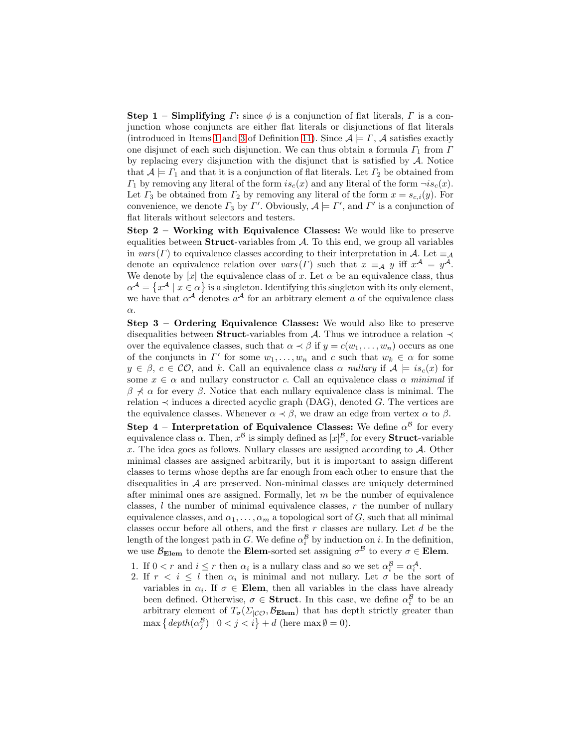**Step 1 – Simplifying $\Gamma$:** since $\phi$ is a conjunction of flat literals, $\Gamma$ is a conjunction whose conjuncts are either flat literals or disjunctions of flat literals (introduced in Items 1 and 3 of Definition 11). Since $\mathcal{A} \models \Gamma$, $\mathcal{A}$ satisfies exactly one disjunct of each such disjunction. We can thus obtain a formula $\Gamma_1$ from $\Gamma$ by replacing every disjunction with the disjunct that is satisfied by $\mathcal{A}$. Notice that $\mathcal{A} \models \Gamma_1$ and that it is a conjunction of flat literals. Let $\Gamma_2$ be obtained from $\Gamma_1$ by removing any literal of the form $is_c(x)$ and any literal of the form $\neg is_c(x)$. Let $\Gamma_3$ be obtained from $\Gamma_2$ by removing any literal of the form $x = s_{c,i}(y)$. For convenience, we denote $\Gamma_3$ by $\Gamma'$. Obviously, $\mathcal{A} \models \Gamma'$, and $\Gamma'$ is a conjunction of flat literals without selectors and testers.

**Step 2 – Working with Equivalence Classes:** We would like to preserve equalities between **Struct**-variables from $\mathcal{A}$. To this end, we group all variables in $vars(\Gamma)$ to equivalence classes according to their interpretation in $\mathcal{A}$. Let $\equiv_{\mathcal{A}}$ denote an equivalence relation over $vars(\Gamma)$ such that $x \equiv_{\mathcal{A}} y$ iff $x^{\mathcal{A}} = y^{\mathcal{A}}$. We denote by $[x]$ the equivalence class of $x$. Let $\alpha$ be an equivalence class, thus $\alpha^{\mathcal{A}} = \left\{x^{\mathcal{A}} \mid x \in \alpha\right\}$ is a singleton. Identifying this singleton with its only element, we have that $\alpha^{\mathcal{A}}$ denotes $a^{\mathcal{A}}$ for an arbitrary element $a$ of the equivalence class $\alpha$.

**Step 3 – Ordering Equivalence Classes:** We would also like to preserve disequalities between **Struct**-variables from $\mathcal{A}$. Thus we introduce a relation $\prec$ over the equivalence classes, such that $\alpha \prec \beta$ if $y = c(w_1, \ldots, w_n)$ occurs as one of the conjuncts in $\Gamma'$ for some $w_1, \ldots, w_n$ and $c$ such that $w_k \in \alpha$ for some $y \in \beta$, $c \in \mathcal{CO}$, and $k$. Call an equivalence class $\alpha$ *nullary* if $\mathcal{A} \models is_c(x)$ for some $x \in \alpha$ and nullary constructor $c$. Call an equivalence class $\alpha$ *minimal* if $\beta \not\prec \alpha$ for every $\beta$. Notice that each nullary equivalence class is minimal. The relation $\prec$ induces a directed acyclic graph (DAG), denoted $G$. The vertices are the equivalence classes. Whenever $\alpha \prec \beta$, we draw an edge from vertex $\alpha$ to $\beta$.

**Step 4 – Interpretation of Equivalence Classes:** We define $\alpha^{\mathcal{B}}$ for every equivalence class $\alpha$. Then, $x^{\mathcal{B}}$ is simply defined as $[x]^{\mathcal{B}}$, for every **Struct**-variable $x$. The idea goes as follows. Nullary classes are assigned according to $\mathcal{A}$. Other minimal classes are assigned arbitrarily, but it is important to assign different classes to terms whose depths are far enough from each other to ensure that the disequalities in $\mathcal{A}$ are preserved. Non-minimal classes are uniquely determined after minimal ones are assigned. Formally, let $m$ be the number of equivalence classes, $l$ the number of minimal equivalence classes, $r$ the number of nullary equivalence classes, and $\alpha_1, \ldots, \alpha_m$ a topological sort of $G$, such that all minimal classes occur before all others, and the first $r$ classes are nullary. Let $d$ be the length of the longest path in $G$. We define $\alpha_i^{\mathcal{B}}$ by induction on $i$. In the definition, we use $\mathcal{B}_{\mathbf{Elem}}$ to denote the **Elem**-sorted set assigning $\sigma^{\mathcal{B}}$ to every $\sigma \in \mathbf{Elem}$.

1. If $0 < r$ and $i \leq r$ then $\alpha_i$ is a nullary class and so we set $\alpha_i^{\mathcal{B}} = \alpha_i^{\mathcal{A}}$.
2. If $r < i \leq l$ then $\alpha_i$ is minimal and not nullary. Let $\sigma$ be the sort of variables in $\alpha_i$. If $\sigma \in \mathbf{Elem}$, then all variables in the class have already been defined. Otherwise, $\sigma \in \mathbf{Struct}$. In this case, we define $\alpha_i^{\mathcal{B}}$ to be an arbitrary element of $T_\sigma(\Sigma_{|\mathcal{CO}}, \mathcal{B}_{\mathbf{Elem}})$ that has depth strictly greater than $\max\left\{depth(\alpha_j^{\mathcal{B}}) \mid 0 < j < i\right\} + d$ (here $\max \emptyset = 0$).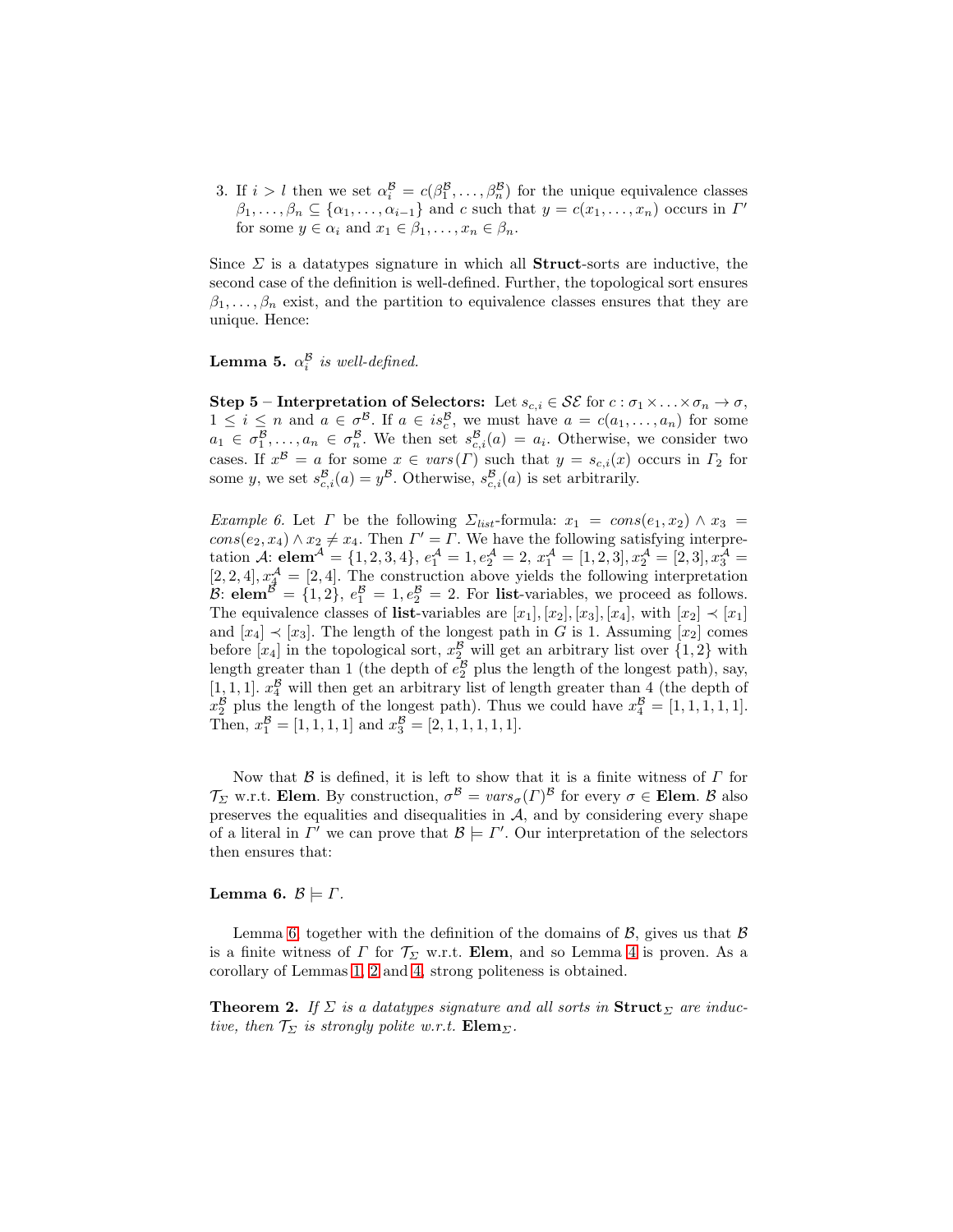3. If $i > l$ then we set $\alpha_i^{\mathcal{B}} = c(\beta_1^{\mathcal{B}}, \ldots, \beta_n^{\mathcal{B}})$ for the unique equivalence classes $\beta_1, \ldots, \beta_n \subseteq \{\alpha_1, \ldots, \alpha_{i-1}\}$ and $c$ such that $y = c(x_1, \ldots, x_n)$ occurs in $\Gamma'$ for some $y \in \alpha_i$ and $x_1 \in \beta_1, \ldots, x_n \in \beta_n$.

Since $\Sigma$ is a datatypes signature in which all **Struct**-sorts are inductive, the second case of the definition is well-defined. Further, the topological sort ensures $\beta_1, \ldots, \beta_n$ exist, and the partition to equivalence classes ensures that they are unique. Hence:

**Lemma 5.** *$\alpha_i^{\mathcal{B}}$ is well-defined.*

**Step 5 – Interpretation of Selectors:** Let $s_{c,i} \in \mathcal{SE}$ for $c : \sigma_1 \times \ldots \times \sigma_n \to \sigma$, $1 \leq i \leq n$ and $a \in \sigma^{\mathcal{B}}$. If $a \in is_c^{\mathcal{B}}$, we must have $a = c(a_1, \ldots, a_n)$ for some $a_1 \in \sigma_1^{\mathcal{B}}, \ldots, a_n \in \sigma_n^{\mathcal{B}}$. We then set $s_{c,i}^{\mathcal{B}}(a) = a_i$. Otherwise, we consider two cases. If $x^{\mathcal{B}} = a$ for some $x \in vars(\Gamma)$ such that $y = s_{c,i}(x)$ occurs in $\Gamma_2$ for some $y$, we set $s_{c,i}^{\mathcal{B}}(a) = y^{\mathcal{B}}$. Otherwise, $s_{c,i}^{\mathcal{B}}(a)$ is set arbitrarily.

*Example 6.* Let $\Gamma$ be the following $\Sigma_{list}$-formula: $x_1 = cons(e_1, x_2) \wedge x_3 = cons(e_2, x_4) \wedge x_2 \neq x_4$. Then $\Gamma' = \Gamma$. We have the following satisfying interpretation $\mathcal{A}$: $\textbf{elem}^{\mathcal{A}} = \{1, 2, 3, 4\}$, $e_1^{\mathcal{A}} = 1, e_2^{\mathcal{A}} = 2$, $x_1^{\mathcal{A}} = [1, 2, 3], x_2^{\mathcal{A}} = [2, 3], x_3^{\mathcal{A}} = [2, 2, 4], x_4^{\mathcal{A}} = [2, 4]$. The construction above yields the following interpretation $\mathcal{B}$: $\textbf{elem}^{\mathcal{B}} = \{1, 2\}$, $e_1^{\mathcal{B}} = 1, e_2^{\mathcal{B}} = 2$. For **list**-variables, we proceed as follows. The equivalence classes of **list**-variables are $[x_1], [x_2], [x_3], [x_4]$, with $[x_2] \prec [x_1]$ and $[x_4] \prec [x_3]$. The length of the longest path in $G$ is 1. Assuming $[x_2]$ comes before $[x_4]$ in the topological sort, $x_2^{\mathcal{B}}$ will get an arbitrary list over $\{1, 2\}$ with length greater than 1 (the depth of $e_2^{\mathcal{B}}$ plus the length of the longest path), say, $[1, 1, 1]$. $x_4^{\mathcal{B}}$ will then get an arbitrary list of length greater than 4 (the depth of $x_2^{\mathcal{B}}$ plus the length of the longest path). Thus we could have $x_4^{\mathcal{B}} = [1, 1, 1, 1, 1]$. Then, $x_1^{\mathcal{B}} = [1, 1, 1, 1]$ and $x_3^{\mathcal{B}} = [2, 1, 1, 1, 1, 1]$.

Now that $\mathcal{B}$ is defined, it is left to show that it is a finite witness of $\Gamma$ for $\mathcal{T}_{\Sigma}$ w.r.t. **Elem**. By construction, $\sigma^{\mathcal{B}} = vars_{\sigma}(\Gamma)^{\mathcal{B}}$ for every $\sigma \in \textbf{Elem}$. $\mathcal{B}$ also preserves the equalities and disequalities in $\mathcal{A}$, and by considering every shape of a literal in $\Gamma'$ we can prove that $\mathcal{B} \models \Gamma'$. Our interpretation of the selectors then ensures that:

**Lemma 6.** $\mathcal{B} \models \Gamma$.

Lemma 6, together with the definition of the domains of $\mathcal{B}$, gives us that $\mathcal{B}$ is a finite witness of $\Gamma$ for $\mathcal{T}_{\Sigma}$ w.r.t. **Elem**, and so Lemma 4 is proven. As a corollary of Lemmas 1, 2 and 4, strong politeness is obtained.

**Theorem 2.** *If $\Sigma$ is a datatypes signature and all sorts in $\textbf{Struct}_{\Sigma}$ are inductive, then $\mathcal{T}_{\Sigma}$ is strongly polite w.r.t. $\textbf{Elem}_{\Sigma}$.*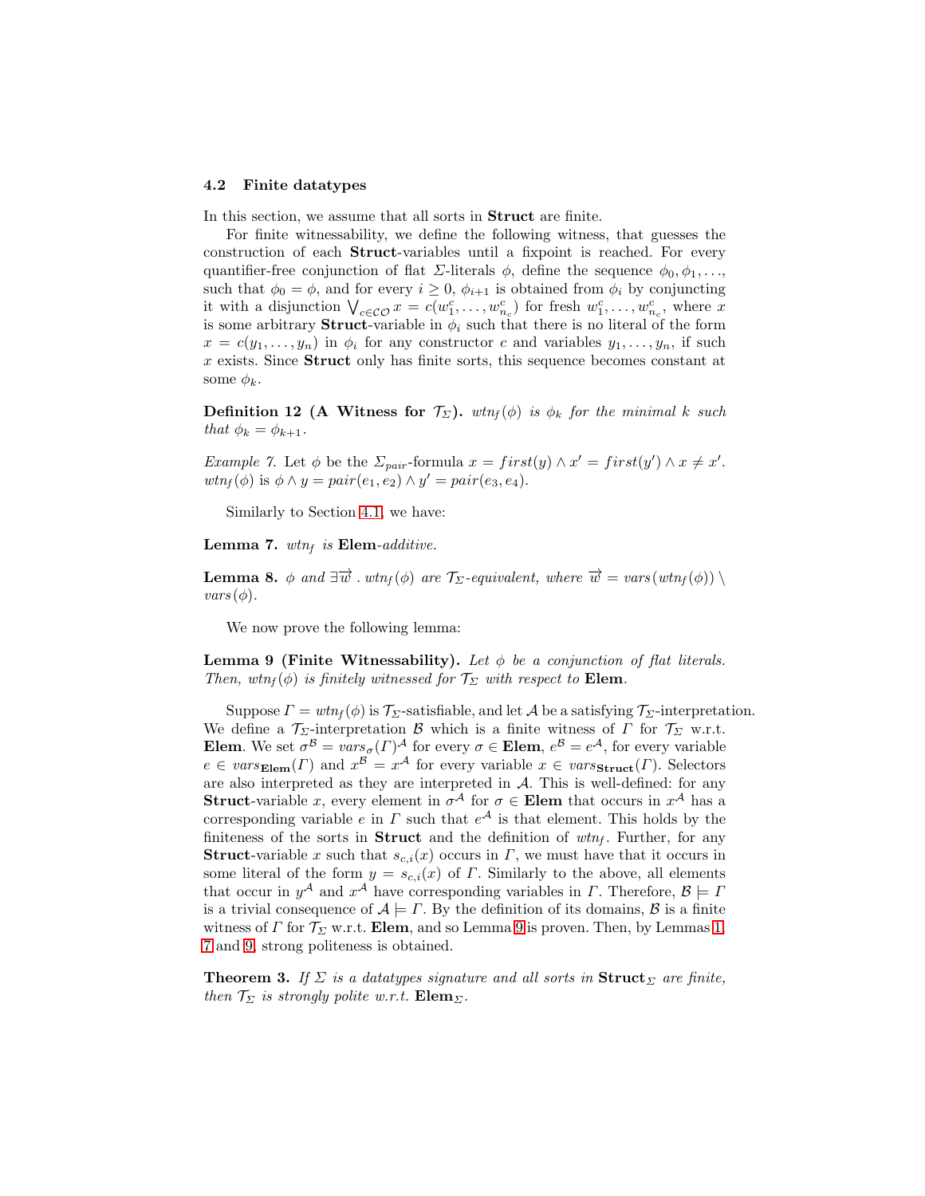### 4.2 Finite datatypes

In this section, we assume that all sorts in **Struct** are finite.

For finite witnessability, we define the following witness, that guesses the construction of each **Struct**-variables until a fixpoint is reached. For every quantifier-free conjunction of flat $\Sigma$-literals $\phi$, define the sequence $\phi_0, \phi_1, \ldots$, such that $\phi_0 = \phi$, and for every $i \geq 0$, $\phi_{i+1}$ is obtained from $\phi_i$ by conjuncting it with a disjunction $\bigvee_{c \in \mathcal{CO}} x = c(w_1^c, \ldots, w_{n_c}^c)$ for fresh $w_1^c, \ldots, w_{n_c}^c$, where $x$ is some arbitrary **Struct**-variable in $\phi_i$ such that there is no literal of the form $x = c(y_1, \ldots, y_n)$ in $\phi_i$ for any constructor $c$ and variables $y_1, \ldots, y_n$, if such $x$ exists. Since **Struct** only has finite sorts, this sequence becomes constant at some $\phi_k$.

**Definition 12 (A Witness for $\mathcal{T}_\Sigma$).** *$wtn_f(\phi)$ is $\phi_k$ for the minimal $k$ such that $\phi_k = \phi_{k+1}$.*

*Example 7.* Let $\phi$ be the $\Sigma_{pair}$-formula $x = first(y) \wedge x' = first(y') \wedge x \neq x'$. $wtn_f(\phi)$ is $\phi \wedge y = pair(e_1, e_2) \wedge y' = pair(e_3, e_4)$.

Similarly to Section 4.1, we have:

**Lemma 7.** *$wtn_f$ is **Elem**-additive.*

**Lemma 8.** *$\phi$ and $\exists \overrightarrow{w} \,.\, wtn_f(\phi)$ are $\mathcal{T}_\Sigma$-equivalent, where $\overrightarrow{w} = vars(wtn_f(\phi)) \setminus vars(\phi)$.*

We now prove the following lemma:

**Lemma 9 (Finite Witnessability).** *Let $\phi$ be a conjunction of flat literals. Then, $wtn_f(\phi)$ is finitely witnessed for $\mathcal{T}_\Sigma$ with respect to **Elem**.*

Suppose $\Gamma = wtn_f(\phi)$ is $\mathcal{T}_\Sigma$-satisfiable, and let $\mathcal{A}$ be a satisfying $\mathcal{T}_\Sigma$-interpretation. We define a $\mathcal{T}_\Sigma$-interpretation $\mathcal{B}$ which is a finite witness of $\Gamma$ for $\mathcal{T}_\Sigma$ w.r.t. **Elem**. We set $\sigma^\mathcal{B} = vars_\sigma(\Gamma)^\mathcal{A}$ for every $\sigma \in$ **Elem**, $e^\mathcal{B} = e^\mathcal{A}$, for every variable $e \in vars_{\mathbf{Elem}}(\Gamma)$ and $x^\mathcal{B} = x^\mathcal{A}$ for every variable $x \in vars_{\mathbf{Struct}}(\Gamma)$. Selectors are also interpreted as they are interpreted in $\mathcal{A}$. This is well-defined: for any **Struct**-variable $x$, every element in $\sigma^\mathcal{A}$ for $\sigma \in$ **Elem** that occurs in $x^\mathcal{A}$ has a corresponding variable $e$ in $\Gamma$ such that $e^\mathcal{A}$ is that element. This holds by the finiteness of the sorts in **Struct** and the definition of $wtn_f$. Further, for any **Struct**-variable $x$ such that $s_{c,i}(x)$ occurs in $\Gamma$, we must have that it occurs in some literal of the form $y = s_{c,i}(x)$ of $\Gamma$. Similarly to the above, all elements that occur in $y^\mathcal{A}$ and $x^\mathcal{A}$ have corresponding variables in $\Gamma$. Therefore, $\mathcal{B} \models \Gamma$ is a trivial consequence of $\mathcal{A} \models \Gamma$. By the definition of its domains, $\mathcal{B}$ is a finite witness of $\Gamma$ for $\mathcal{T}_\Sigma$ w.r.t. **Elem**, and so Lemma 9 is proven. Then, by Lemmas 1, 7 and 9, strong politeness is obtained.

**Theorem 3.** *If $\Sigma$ is a datatypes signature and all sorts in $\mathbf{Struct}_\Sigma$ are finite, then $\mathcal{T}_\Sigma$ is strongly polite w.r.t. $\mathbf{Elem}_\Sigma$.*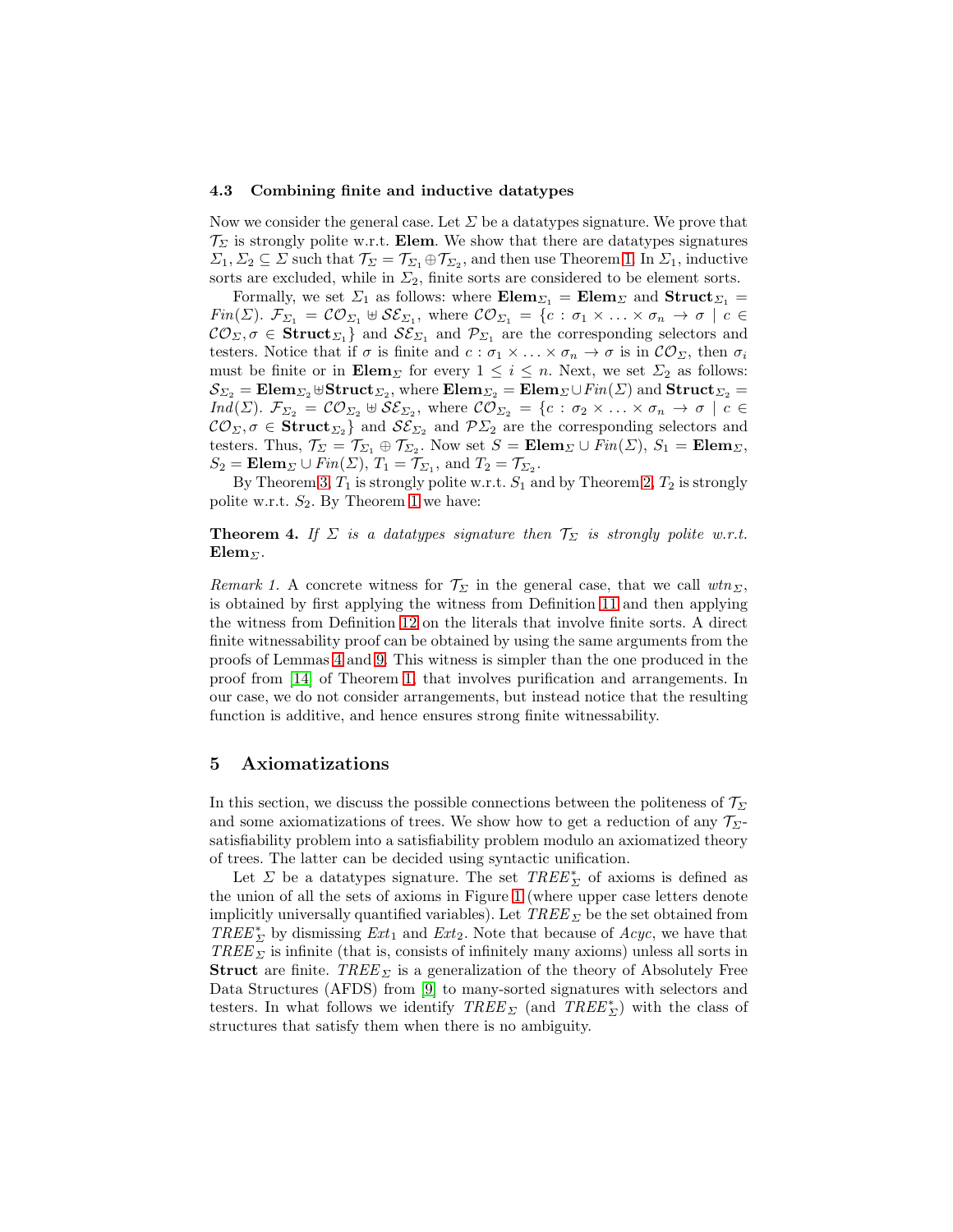### 4.3 Combining finite and inductive datatypes

Now we consider the general case. Let $\Sigma$ be a datatypes signature. We prove that $\mathcal{T}_\Sigma$ is strongly polite w.r.t. **Elem**. We show that there are datatypes signatures $\Sigma_1, \Sigma_2 \subseteq \Sigma$ such that $\mathcal{T}_\Sigma = \mathcal{T}_{\Sigma_1} \oplus \mathcal{T}_{\Sigma_2}$, and then use Theorem 1. In $\Sigma_1$, inductive sorts are excluded, while in $\Sigma_2$, finite sorts are considered to be element sorts.

Formally, we set $\Sigma_1$ as follows: where $\mathbf{Elem}_{\Sigma_1} = \mathbf{Elem}_\Sigma$ and $\mathbf{Struct}_{\Sigma_1} = Fin(\Sigma)$. $\mathcal{F}_{\Sigma_1} = \mathcal{CO}_{\Sigma_1} \uplus \mathcal{SE}_{\Sigma_1}$, where $\mathcal{CO}_{\Sigma_1} = \{c : \sigma_1 \times \ldots \times \sigma_n \to \sigma \mid c \in \mathcal{CO}_\Sigma, \sigma \in \mathbf{Struct}_{\Sigma_1}\}$ and $\mathcal{SE}_{\Sigma_1}$ and $\mathcal{P}_{\Sigma_1}$ are the corresponding selectors and testers. Notice that if $\sigma$ is finite and $c : \sigma_1 \times \ldots \times \sigma_n \to \sigma$ is in $\mathcal{CO}_\Sigma$, then $\sigma_i$ must be finite or in $\mathbf{Elem}_\Sigma$ for every $1 \leq i \leq n$. Next, we set $\Sigma_2$ as follows: $\mathcal{S}_{\Sigma_2} = \mathbf{Elem}_{\Sigma_2} \uplus \mathbf{Struct}_{\Sigma_2}$, where $\mathbf{Elem}_{\Sigma_2} = \mathbf{Elem}_\Sigma \cup Fin(\Sigma)$ and $\mathbf{Struct}_{\Sigma_2} = Ind(\Sigma)$. $\mathcal{F}_{\Sigma_2} = \mathcal{CO}_{\Sigma_2} \uplus \mathcal{SE}_{\Sigma_2}$, where $\mathcal{CO}_{\Sigma_2} = \{c : \sigma_2 \times \ldots \times \sigma_n \to \sigma \mid c \in \mathcal{CO}_\Sigma, \sigma \in \mathbf{Struct}_{\Sigma_2}\}$ and $\mathcal{SE}_{\Sigma_2}$ and $\mathcal{P}\Sigma_2$ are the corresponding selectors and testers. Thus, $\mathcal{T}_\Sigma = \mathcal{T}_{\Sigma_1} \oplus \mathcal{T}_{\Sigma_2}$. Now set $S = \mathbf{Elem}_\Sigma \cup Fin(\Sigma)$, $S_1 = \mathbf{Elem}_\Sigma$, $S_2 = \mathbf{Elem}_\Sigma \cup Fin(\Sigma)$, $T_1 = \mathcal{T}_{\Sigma_1}$, and $T_2 = \mathcal{T}_{\Sigma_2}$.

By Theorem 3, $T_1$ is strongly polite w.r.t. $S_1$ and by Theorem 2, $T_2$ is strongly polite w.r.t. $S_2$. By Theorem 1 we have:

**Theorem 4.** *If $\Sigma$ is a datatypes signature then $\mathcal{T}_\Sigma$ is strongly polite w.r.t. $\mathbf{Elem}_\Sigma$.*

*Remark 1.* A concrete witness for $\mathcal{T}_\Sigma$ in the general case, that we call $wtn_\Sigma$, is obtained by first applying the witness from Definition 11 and then applying the witness from Definition 12 on the literals that involve finite sorts. A direct finite witnessability proof can be obtained by using the same arguments from the proofs of Lemmas 4 and 9. This witness is simpler than the one produced in the proof from [14] of Theorem 1, that involves purification and arrangements. In our case, we do not consider arrangements, but instead notice that the resulting function is additive, and hence ensures strong finite witnessability.

## 5 Axiomatizations

In this section, we discuss the possible connections between the politeness of $\mathcal{T}_\Sigma$ and some axiomatizations of trees. We show how to get a reduction of any $\mathcal{T}_\Sigma$-satisfiability problem into a satisfiability problem modulo an axiomatized theory of trees. The latter can be decided using syntactic unification.

Let $\Sigma$ be a datatypes signature. The set $TREE^*_\Sigma$ of axioms is defined as the union of all the sets of axioms in Figure 1 (where upper case letters denote implicitly universally quantified variables). Let $TREE_\Sigma$ be the set obtained from $TREE^*_\Sigma$ by dismissing $Ext_1$ and $Ext_2$. Note that because of $Acyc$, we have that $TREE_\Sigma$ is infinite (that is, consists of infinitely many axioms) unless all sorts in **Struct** are finite. $TREE_\Sigma$ is a generalization of the theory of Absolutely Free Data Structures (AFDS) from [9] to many-sorted signatures with selectors and testers. In what follows we identify $TREE_\Sigma$ (and $TREE^*_\Sigma$) with the class of structures that satisfy them when there is no ambiguity.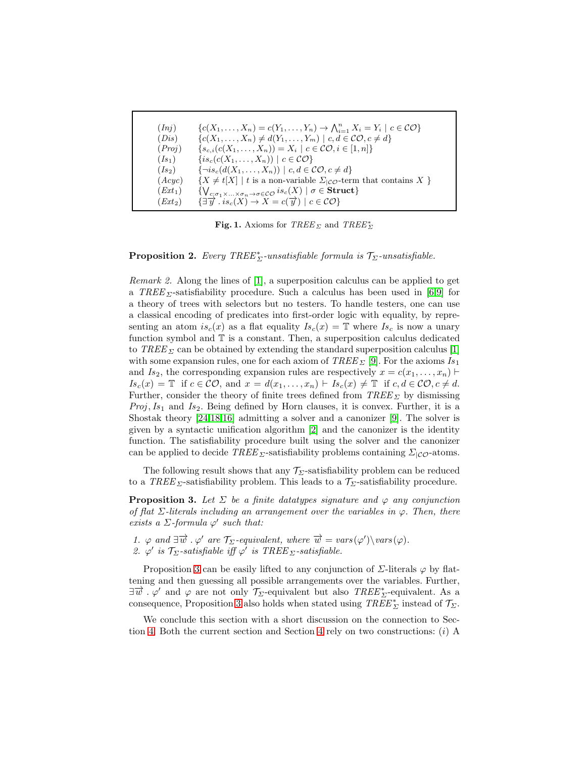| | |
|---|---|
| $(Inj)$ | $\{c(X_1,\ldots,X_n) = c(Y_1,\ldots,Y_n) \rightarrow \bigwedge_{i=1}^{n} X_i = Y_i \mid c \in \mathcal{CO}\}$ |
| $(Dis)$ | $\{c(X_1,\ldots,X_n) \neq d(Y_1,\ldots,Y_m) \mid c, d \in \mathcal{CO}, c \neq d\}$ |
| $(Proj)$ | $\{s_{c,i}(c(X_1,\ldots,X_n)) = X_i \mid c \in \mathcal{CO}, i \in [1,n]\}$ |
| $(Is_1)$ | $\{is_c(c(X_1,\ldots,X_n)) \mid c \in \mathcal{CO}\}$ |
| $(Is_2)$ | $\{\neg is_c(d(X_1,\ldots,X_n)) \mid c, d \in \mathcal{CO}, c \neq d\}$ |
| $(Acyc)$ | $\{X \neq t[X] \mid t$ is a non-variable $\Sigma_{\mid\mathcal{CO}}$-term that contains $X$ $\}$ |
| $(Ext_1)$ | $\{\bigvee_{c:\sigma_1\times\ldots\times\sigma_n\rightarrow\sigma\in\mathcal{CO}} is_c(X) \mid \sigma \in \mathbf{Struct}\}$ |
| $(Ext_2)$ | $\{\exists \overrightarrow{y} \,.\, is_c(X) \rightarrow X = c(\overrightarrow{y}) \mid c \in \mathcal{CO}\}$ |

**Fig. 1.** Axioms for $TREE_\Sigma$ and $TREE^*_\Sigma$

**Proposition 2.** *Every $TREE^*_\Sigma$-unsatisfiable formula is $\mathcal{T}_\Sigma$-unsatisfiable.*

*Remark 2.* Along the lines of [1], a superposition calculus can be applied to get a $TREE_\Sigma$-satisfiability procedure. Such a calculus has been used in [6,9] for a theory of trees with selectors but no testers. To handle testers, one can use a classical encoding of predicates into first-order logic with equality, by representing an atom $is_c(x)$ as a flat equality $Is_c(x) = \mathbb{T}$ where $Is_c$ is now a unary function symbol and $\mathbb{T}$ is a constant. Then, a superposition calculus dedicated to $TREE_\Sigma$ can be obtained by extending the standard superposition calculus [1] with some expansion rules, one for each axiom of $TREE_\Sigma$ [9]. For the axioms $Is_1$ and $Is_2$, the corresponding expansion rules are respectively $x = c(x_1,\ldots,x_n) \vdash Is_c(x) = \mathbb{T}$ if $c \in \mathcal{CO}$, and $x = d(x_1,\ldots,x_n) \vdash Is_c(x) \neq \mathbb{T}$ if $c, d \in \mathcal{CO}, c \neq d$. Further, consider the theory of finite trees defined from $TREE_\Sigma$ by dismissing $Proj$, $Is_1$ and $Is_2$. Being defined by Horn clauses, it is convex. Further, it is a Shostak theory [24,18,16] admitting a solver and a canonizer [9]. The solver is given by a syntactic unification algorithm [2] and the canonizer is the identity function. The satisfiability procedure built using the solver and the canonizer can be applied to decide $TREE_\Sigma$-satisfiability problems containing $\Sigma_{\mid\mathcal{CO}}$-atoms.

The following result shows that any $\mathcal{T}_\Sigma$-satisfiability problem can be reduced to a $TREE_\Sigma$-satisfiability problem. This leads to a $\mathcal{T}_\Sigma$-satisfiability procedure.

**Proposition 3.** *Let $\Sigma$ be a finite datatypes signature and $\varphi$ any conjunction of flat $\Sigma$-literals including an arrangement over the variables in $\varphi$. Then, there exists a $\Sigma$-formula $\varphi'$ such that:*

1. *$\varphi$ and $\exists \overrightarrow{w} \,.\, \varphi'$ are $\mathcal{T}_\Sigma$-equivalent, where $\overrightarrow{w} = vars(\varphi') \backslash vars(\varphi)$.*
2. *$\varphi'$ is $\mathcal{T}_\Sigma$-satisfiable iff $\varphi'$ is $TREE_\Sigma$-satisfiable.*

Proposition 3 can be easily lifted to any conjunction of $\Sigma$-literals $\varphi$ by flattening and then guessing all possible arrangements over the variables. Further, $\exists \overrightarrow{w} \,.\, \varphi'$ and $\varphi$ are not only $\mathcal{T}_\Sigma$-equivalent but also $TREE^*_\Sigma$-equivalent. As a consequence, Proposition 3 also holds when stated using $TREE^*_\Sigma$ instead of $\mathcal{T}_\Sigma$.

We conclude this section with a short discussion on the connection to Section 4. Both the current section and Section 4 rely on two constructions: $(i)$ A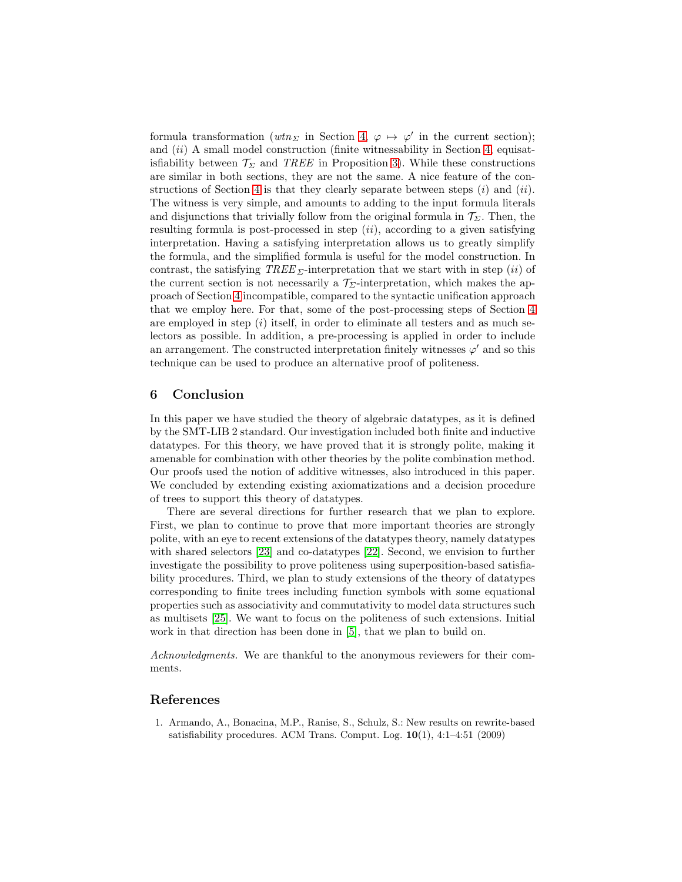formula transformation ($wtn_\Sigma$ in Section 4, $\varphi \mapsto \varphi'$ in the current section); and $(ii)$ A small model construction (finite witnessability in Section 4, equisatisfiability between $\mathcal{T}_\Sigma$ and *TREE* in Proposition 3). While these constructions are similar in both sections, they are not the same. A nice feature of the constructions of Section 4 is that they clearly separate between steps $(i)$ and $(ii)$. The witness is very simple, and amounts to adding to the input formula literals and disjunctions that trivially follow from the original formula in $\mathcal{T}_\Sigma$. Then, the resulting formula is post-processed in step $(ii)$, according to a given satisfying interpretation. Having a satisfying interpretation allows us to greatly simplify the formula, and the simplified formula is useful for the model construction. In contrast, the satisfying $TREE_\Sigma$-interpretation that we start with in step $(ii)$ of the current section is not necessarily a $\mathcal{T}_\Sigma$-interpretation, which makes the approach of Section 4 incompatible, compared to the syntactic unification approach that we employ here. For that, some of the post-processing steps of Section 4 are employed in step $(i)$ itself, in order to eliminate all testers and as much selectors as possible. In addition, a pre-processing is applied in order to include an arrangement. The constructed interpretation finitely witnesses $\varphi'$ and so this technique can be used to produce an alternative proof of politeness.

## 6 Conclusion

In this paper we have studied the theory of algebraic datatypes, as it is defined by the SMT-LIB 2 standard. Our investigation included both finite and inductive datatypes. For this theory, we have proved that it is strongly polite, making it amenable for combination with other theories by the polite combination method. Our proofs used the notion of additive witnesses, also introduced in this paper. We concluded by extending existing axiomatizations and a decision procedure of trees to support this theory of datatypes.

There are several directions for further research that we plan to explore. First, we plan to continue to prove that more important theories are strongly polite, with an eye to recent extensions of the datatypes theory, namely datatypes with shared selectors [23] and co-datatypes [22]. Second, we envision to further investigate the possibility to prove politeness using superposition-based satisfiability procedures. Third, we plan to study extensions of the theory of datatypes corresponding to finite trees including function symbols with some equational properties such as associativity and commutativity to model data structures such as multisets [25]. We want to focus on the politeness of such extensions. Initial work in that direction has been done in [5], that we plan to build on.

*Acknowledgments.* We are thankful to the anonymous reviewers for their comments.

## References

1. Armando, A., Bonacina, M.P., Ranise, S., Schulz, S.: New results on rewrite-based satisfiability procedures. ACM Trans. Comput. Log. **10**(1), 4:1–4:51 (2009)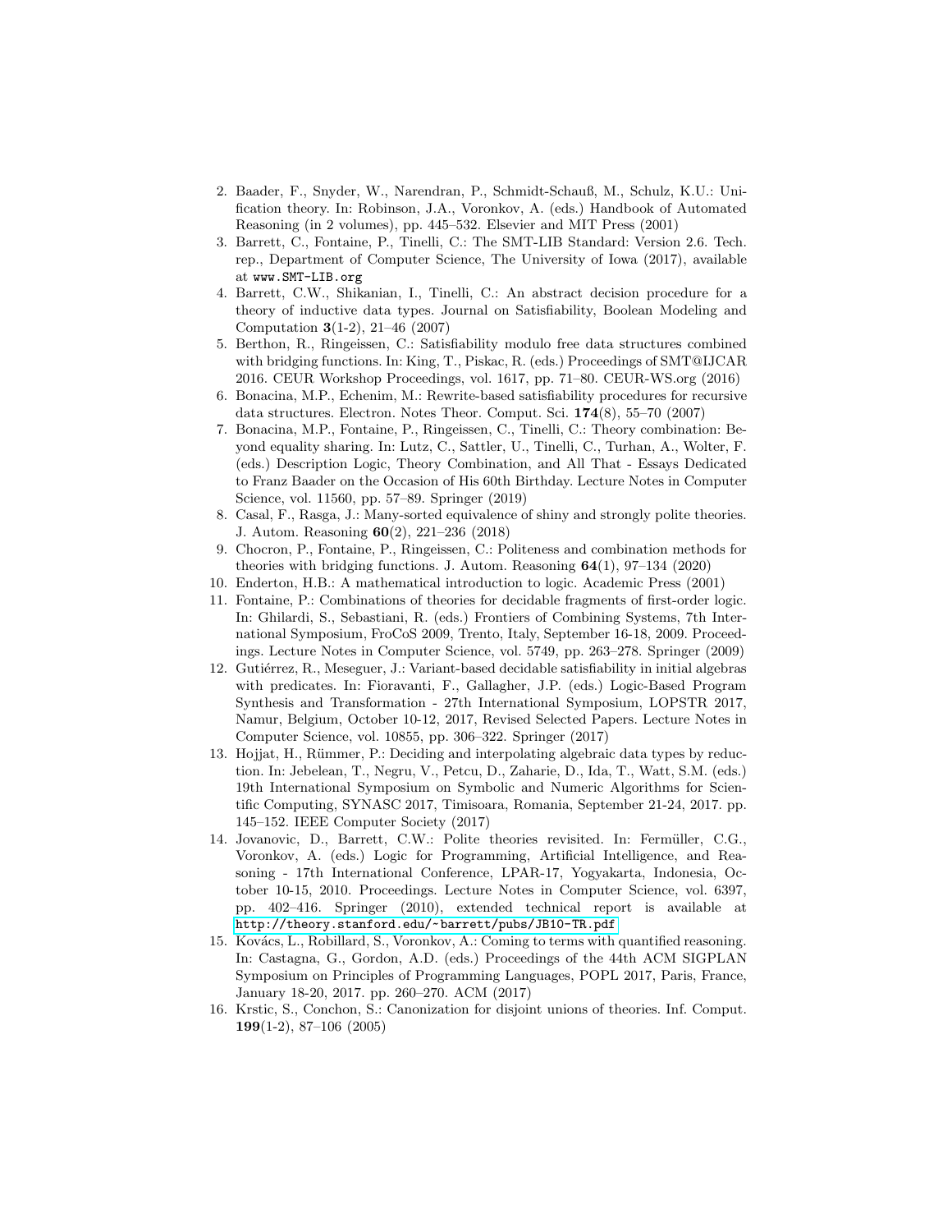2. Baader, F., Snyder, W., Narendran, P., Schmidt-Schauß, M., Schulz, K.U.: Unification theory. In: Robinson, J.A., Voronkov, A. (eds.) Handbook of Automated Reasoning (in 2 volumes), pp. 445–532. Elsevier and MIT Press (2001)
3. Barrett, C., Fontaine, P., Tinelli, C.: The SMT-LIB Standard: Version 2.6. Tech. rep., Department of Computer Science, The University of Iowa (2017), available at `www.SMT-LIB.org`
4. Barrett, C.W., Shikanian, I., Tinelli, C.: An abstract decision procedure for a theory of inductive data types. Journal on Satisfiability, Boolean Modeling and Computation **3**(1-2), 21–46 (2007)
5. Berthon, R., Ringeissen, C.: Satisfiability modulo free data structures combined with bridging functions. In: King, T., Piskac, R. (eds.) Proceedings of SMT@IJCAR 2016. CEUR Workshop Proceedings, vol. 1617, pp. 71–80. CEUR-WS.org (2016)
6. Bonacina, M.P., Echenim, M.: Rewrite-based satisfiability procedures for recursive data structures. Electron. Notes Theor. Comput. Sci. **174**(8), 55–70 (2007)
7. Bonacina, M.P., Fontaine, P., Ringeissen, C., Tinelli, C.: Theory combination: Beyond equality sharing. In: Lutz, C., Sattler, U., Tinelli, C., Turhan, A., Wolter, F. (eds.) Description Logic, Theory Combination, and All That - Essays Dedicated to Franz Baader on the Occasion of His 60th Birthday. Lecture Notes in Computer Science, vol. 11560, pp. 57–89. Springer (2019)
8. Casal, F., Rasga, J.: Many-sorted equivalence of shiny and strongly polite theories. J. Autom. Reasoning **60**(2), 221–236 (2018)
9. Chocron, P., Fontaine, P., Ringeissen, C.: Politeness and combination methods for theories with bridging functions. J. Autom. Reasoning **64**(1), 97–134 (2020)
10. Enderton, H.B.: A mathematical introduction to logic. Academic Press (2001)
11. Fontaine, P.: Combinations of theories for decidable fragments of first-order logic. In: Ghilardi, S., Sebastiani, R. (eds.) Frontiers of Combining Systems, 7th International Symposium, FroCoS 2009, Trento, Italy, September 16-18, 2009. Proceedings. Lecture Notes in Computer Science, vol. 5749, pp. 263–278. Springer (2009)
12. Gutiérrez, R., Meseguer, J.: Variant-based decidable satisfiability in initial algebras with predicates. In: Fioravanti, F., Gallagher, J.P. (eds.) Logic-Based Program Synthesis and Transformation - 27th International Symposium, LOPSTR 2017, Namur, Belgium, October 10-12, 2017, Revised Selected Papers. Lecture Notes in Computer Science, vol. 10855, pp. 306–322. Springer (2017)
13. Hojjat, H., Rümmer, P.: Deciding and interpolating algebraic data types by reduction. In: Jebelean, T., Negru, V., Petcu, D., Zaharie, D., Ida, T., Watt, S.M. (eds.) 19th International Symposium on Symbolic and Numeric Algorithms for Scientific Computing, SYNASC 2017, Timisoara, Romania, September 21-24, 2017. pp. 145–152. IEEE Computer Society (2017)
14. Jovanovic, D., Barrett, C.W.: Polite theories revisited. In: Fermüller, C.G., Voronkov, A. (eds.) Logic for Programming, Artificial Intelligence, and Reasoning - 17th International Conference, LPAR-17, Yogyakarta, Indonesia, October 10-15, 2010. Proceedings. Lecture Notes in Computer Science, vol. 6397, pp. 402–416. Springer (2010), extended technical report is available at `http://theory.stanford.edu/~barrett/pubs/JB10-TR.pdf`
15. Kovács, L., Robillard, S., Voronkov, A.: Coming to terms with quantified reasoning. In: Castagna, G., Gordon, A.D. (eds.) Proceedings of the 44th ACM SIGPLAN Symposium on Principles of Programming Languages, POPL 2017, Paris, France, January 18-20, 2017. pp. 260–270. ACM (2017)
16. Krstic, S., Conchon, S.: Canonization for disjoint unions of theories. Inf. Comput. **199**(1-2), 87–106 (2005)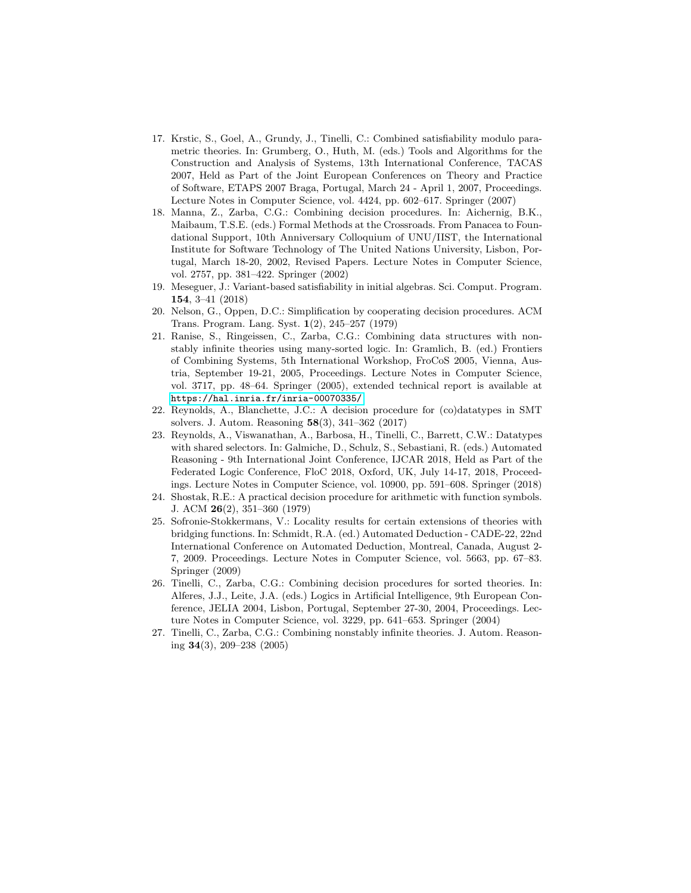17. Krstic, S., Goel, A., Grundy, J., Tinelli, C.: Combined satisfiability modulo parametric theories. In: Grumberg, O., Huth, M. (eds.) Tools and Algorithms for the Construction and Analysis of Systems, 13th International Conference, TACAS 2007, Held as Part of the Joint European Conferences on Theory and Practice of Software, ETAPS 2007 Braga, Portugal, March 24 - April 1, 2007, Proceedings. Lecture Notes in Computer Science, vol. 4424, pp. 602–617. Springer (2007)
18. Manna, Z., Zarba, C.G.: Combining decision procedures. In: Aichernig, B.K., Maibaum, T.S.E. (eds.) Formal Methods at the Crossroads. From Panacea to Foundational Support, 10th Anniversary Colloquium of UNU/IIST, the International Institute for Software Technology of The United Nations University, Lisbon, Portugal, March 18-20, 2002, Revised Papers. Lecture Notes in Computer Science, vol. 2757, pp. 381–422. Springer (2002)
19. Meseguer, J.: Variant-based satisfiability in initial algebras. Sci. Comput. Program. **154**, 3–41 (2018)
20. Nelson, G., Oppen, D.C.: Simplification by cooperating decision procedures. ACM Trans. Program. Lang. Syst. **1**(2), 245–257 (1979)
21. Ranise, S., Ringeissen, C., Zarba, C.G.: Combining data structures with nonstably infinite theories using many-sorted logic. In: Gramlich, B. (ed.) Frontiers of Combining Systems, 5th International Workshop, FroCoS 2005, Vienna, Austria, September 19-21, 2005, Proceedings. Lecture Notes in Computer Science, vol. 3717, pp. 48–64. Springer (2005), extended technical report is available at `https://hal.inria.fr/inria-00070335/`
22. Reynolds, A., Blanchette, J.C.: A decision procedure for (co)datatypes in SMT solvers. J. Autom. Reasoning **58**(3), 341–362 (2017)
23. Reynolds, A., Viswanathan, A., Barbosa, H., Tinelli, C., Barrett, C.W.: Datatypes with shared selectors. In: Galmiche, D., Schulz, S., Sebastiani, R. (eds.) Automated Reasoning - 9th International Joint Conference, IJCAR 2018, Held as Part of the Federated Logic Conference, FloC 2018, Oxford, UK, July 14-17, 2018, Proceedings. Lecture Notes in Computer Science, vol. 10900, pp. 591–608. Springer (2018)
24. Shostak, R.E.: A practical decision procedure for arithmetic with function symbols. J. ACM **26**(2), 351–360 (1979)
25. Sofronie-Stokkermans, V.: Locality results for certain extensions of theories with bridging functions. In: Schmidt, R.A. (ed.) Automated Deduction - CADE-22, 22nd International Conference on Automated Deduction, Montreal, Canada, August 2-7, 2009. Proceedings. Lecture Notes in Computer Science, vol. 5663, pp. 67–83. Springer (2009)
26. Tinelli, C., Zarba, C.G.: Combining decision procedures for sorted theories. In: Alferes, J.J., Leite, J.A. (eds.) Logics in Artificial Intelligence, 9th European Conference, JELIA 2004, Lisbon, Portugal, September 27-30, 2004, Proceedings. Lecture Notes in Computer Science, vol. 3229, pp. 641–653. Springer (2004)
27. Tinelli, C., Zarba, C.G.: Combining nonstably infinite theories. J. Autom. Reasoning **34**(3), 209–238 (2005)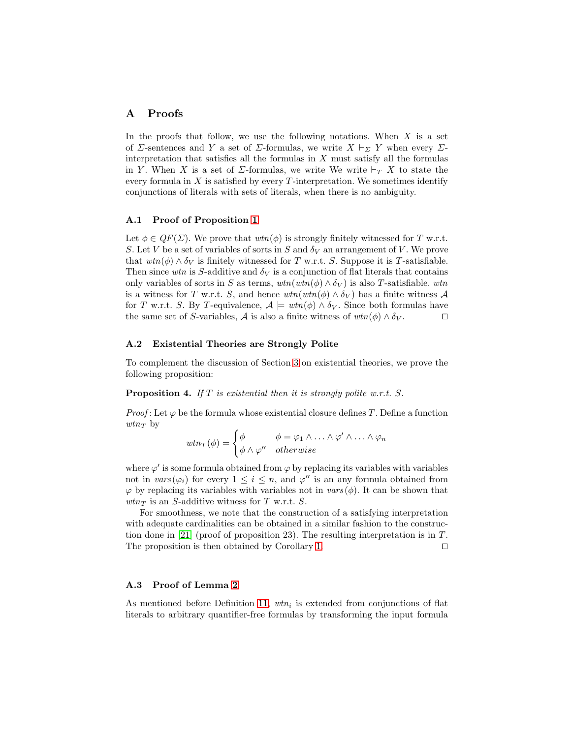# A Proofs

In the proofs that follow, we use the following notations. When $X$ is a set of $\Sigma$-sentences and $Y$ a set of $\Sigma$-formulas, we write $X \vdash_{\Sigma} Y$ when every $\Sigma$-interpretation that satisfies all the formulas in $X$ must satisfy all the formulas in $Y$. When $X$ is a set of $\Sigma$-formulas, we write We write $\vdash_T X$ to state the every formula in $X$ is satisfied by every $T$-interpretation. We sometimes identify conjunctions of literals with sets of literals, when there is no ambiguity.

## A.1 Proof of Proposition 1

Let $\phi \in QF(\Sigma)$. We prove that $wtn(\phi)$ is strongly finitely witnessed for $T$ w.r.t. $S$. Let $V$ be a set of variables of sorts in $S$ and $\delta_V$ an arrangement of $V$. We prove that $wtn(\phi) \wedge \delta_V$ is finitely witnessed for $T$ w.r.t. $S$. Suppose it is $T$-satisfiable. Then since $wtn$ is $S$-additive and $\delta_V$ is a conjunction of flat literals that contains only variables of sorts in $S$ as terms, $wtn(wtn(\phi) \wedge \delta_V)$ is also $T$-satisfiable. $wtn$ is a witness for $T$ w.r.t. $S$, and hence $wtn(wtn(\phi) \wedge \delta_V)$ has a finite witness $\mathcal{A}$ for $T$ w.r.t. $S$. By $T$-equivalence, $\mathcal{A} \models wtn(\phi) \wedge \delta_V$. Since both formulas have the same set of $S$-variables, $\mathcal{A}$ is also a finite witness of $wtn(\phi) \wedge \delta_V$. $\square$

## A.2 Existential Theories are Strongly Polite

To complement the discussion of Section 3 on existential theories, we prove the following proposition:

**Proposition 4.** *If $T$ is existential then it is strongly polite w.r.t. $S$.*

*Proof*: Let $\varphi$ be the formula whose existential closure defines $T$. Define a function $wtn_T$ by

$$wtn_T(\phi) = \begin{cases} \phi & \phi = \varphi_1 \wedge \ldots \wedge \varphi' \wedge \ldots \wedge \varphi_n \\ \phi \wedge \varphi'' & \textit{otherwise} \end{cases}$$

where $\varphi'$ is some formula obtained from $\varphi$ by replacing its variables with variables not in $vars(\varphi_i)$ for every $1 \leq i \leq n$, and $\varphi''$ is an any formula obtained from $\varphi$ by replacing its variables with variables not in $vars(\phi)$. It can be shown that $wtn_T$ is an $S$-additive witness for $T$ w.r.t. $S$.

For smoothness, we note that the construction of a satisfying interpretation with adequate cardinalities can be obtained in a similar fashion to the construction done in [21] (proof of proposition 23). The resulting interpretation is in $T$. The proposition is then obtained by Corollary 1. $\square$

## A.3 Proof of Lemma 2

As mentioned before Definition 11, $wtn_i$ is extended from conjunctions of flat literals to arbitrary quantifier-free formulas by transforming the input formula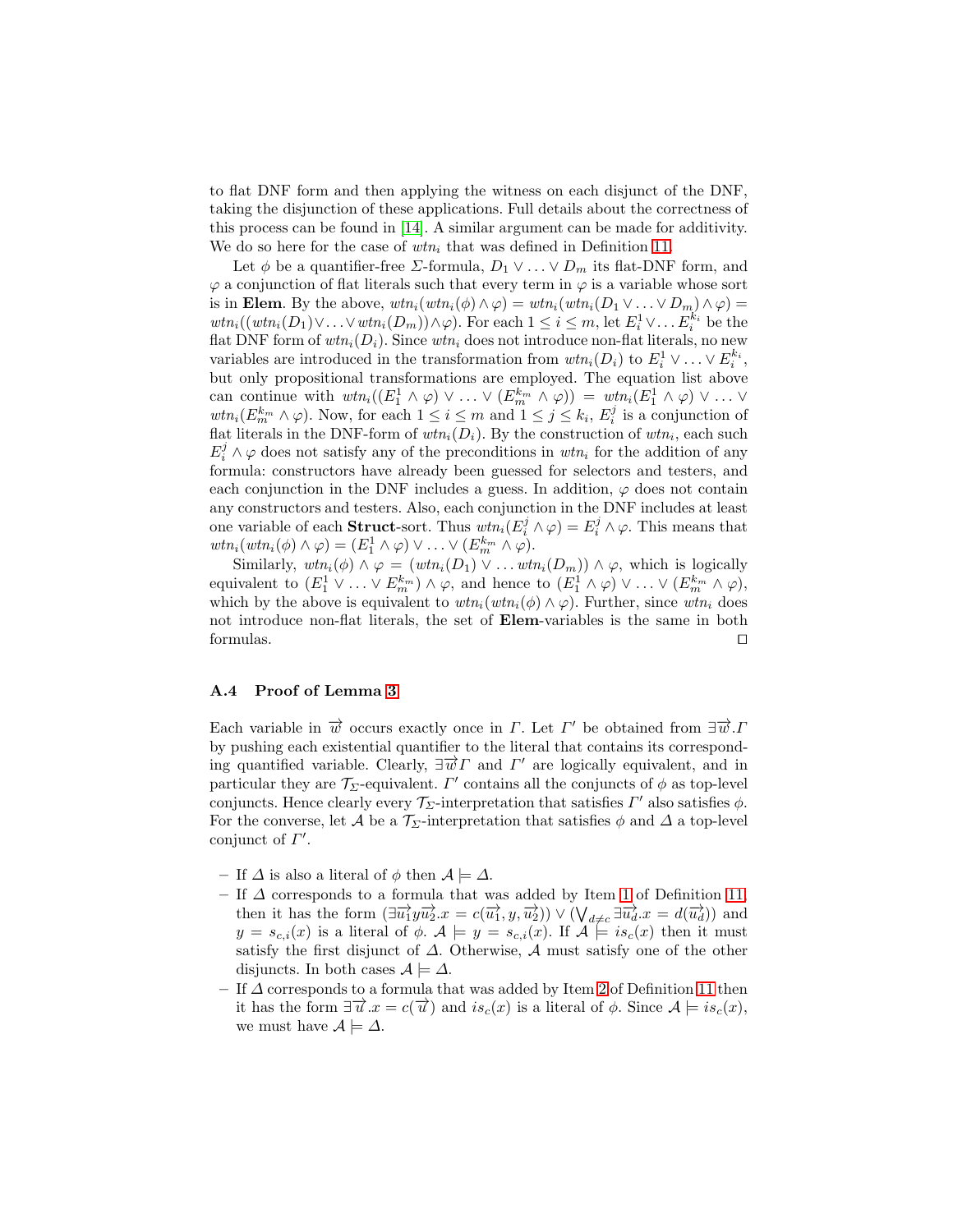to flat DNF form and then applying the witness on each disjunct of the DNF, taking the disjunction of these applications. Full details about the correctness of this process can be found in [14]. A similar argument can be made for additivity. We do so here for the case of $wtn_i$ that was defined in Definition 11.

Let $\phi$ be a quantifier-free $\Sigma$-formula, $D_1 \vee \ldots \vee D_m$ its flat-DNF form, and $\varphi$ a conjunction of flat literals such that every term in $\varphi$ is a variable whose sort is in **Elem**. By the above, $wtn_i(wtn_i(\phi) \wedge \varphi) = wtn_i(wtn_i(D_1 \vee \ldots \vee D_m) \wedge \varphi) = wtn_i((wtn_i(D_1) \vee \ldots \vee wtn_i(D_m)) \wedge \varphi)$. For each $1 \leq i \leq m$, let $E_i^1 \vee \ldots E_i^{k_i}$ be the flat DNF form of $wtn_i(D_i)$. Since $wtn_i$ does not introduce non-flat literals, no new variables are introduced in the transformation from $wtn_i(D_i)$ to $E_i^1 \vee \ldots \vee E_i^{k_i}$, but only propositional transformations are employed. The equation list above can continue with $wtn_i((E_1^1 \wedge \varphi) \vee \ldots \vee (E_m^{k_m} \wedge \varphi)) = wtn_i(E_1^1 \wedge \varphi) \vee \ldots \vee wtn_i(E_m^{k_m} \wedge \varphi)$. Now, for each $1 \leq i \leq m$ and $1 \leq j \leq k_i$, $E_i^j$ is a conjunction of flat literals in the DNF-form of $wtn_i(D_i)$. By the construction of $wtn_i$, each such $E_i^j \wedge \varphi$ does not satisfy any of the preconditions in $wtn_i$ for the addition of any formula: constructors have already been guessed for selectors and testers, and each conjunction in the DNF includes a guess. In addition, $\varphi$ does not contain any constructors and testers. Also, each conjunction in the DNF includes at least one variable of each **Struct**-sort. Thus $wtn_i(E_i^j \wedge \varphi) = E_i^j \wedge \varphi$. This means that $wtn_i(wtn_i(\phi) \wedge \varphi) = (E_1^1 \wedge \varphi) \vee \ldots \vee (E_m^{k_m} \wedge \varphi)$.

Similarly, $wtn_i(\phi) \wedge \varphi = (wtn_i(D_1) \vee \ldots wtn_i(D_m)) \wedge \varphi$, which is logically equivalent to $(E_1^1 \vee \ldots \vee E_m^{k_m}) \wedge \varphi$, and hence to $(E_1^1 \wedge \varphi) \vee \ldots \vee (E_m^{k_m} \wedge \varphi)$, which by the above is equivalent to $wtn_i(wtn_i(\phi) \wedge \varphi)$. Further, since $wtn_i$ does not introduce non-flat literals, the set of **Elem**-variables is the same in both formulas. □

### A.4 Proof of Lemma 3

Each variable in $\overrightarrow{w}$ occurs exactly once in $\Gamma$. Let $\Gamma'$ be obtained from $\exists \overrightarrow{w}.\Gamma$ by pushing each existential quantifier to the literal that contains its corresponding quantified variable. Clearly, $\exists \overrightarrow{w}\Gamma$ and $\Gamma'$ are logically equivalent, and in particular they are $\mathcal{T}_\Sigma$-equivalent. $\Gamma'$ contains all the conjuncts of $\phi$ as top-level conjuncts. Hence clearly every $\mathcal{T}_\Sigma$-interpretation that satisfies $\Gamma'$ also satisfies $\phi$. For the converse, let $\mathcal{A}$ be a $\mathcal{T}_\Sigma$-interpretation that satisfies $\phi$ and $\Delta$ a top-level conjunct of $\Gamma'$.

- If $\Delta$ is also a literal of $\phi$ then $\mathcal{A} \models \Delta$.
- If $\Delta$ corresponds to a formula that was added by Item 1 of Definition 11, then it has the form $(\exists \overrightarrow{u_1} y \overrightarrow{u_2}.x = c(\overrightarrow{u_1}, y, \overrightarrow{u_2})) \vee (\bigvee_{d \neq c} \exists \overrightarrow{u_d}.x = d(\overrightarrow{u_d}))$ and $y = s_{c,i}(x)$ is a literal of $\phi$. $\mathcal{A} \models y = s_{c,i}(x)$. If $\mathcal{A} \models is_c(x)$ then it must satisfy the first disjunct of $\Delta$. Otherwise, $\mathcal{A}$ must satisfy one of the other disjuncts. In both cases $\mathcal{A} \models \Delta$.
- If $\Delta$ corresponds to a formula that was added by Item 2 of Definition 11 then it has the form $\exists \overrightarrow{u}.x = c(\overrightarrow{u})$ and $is_c(x)$ is a literal of $\phi$. Since $\mathcal{A} \models is_c(x)$, we must have $\mathcal{A} \models \Delta$.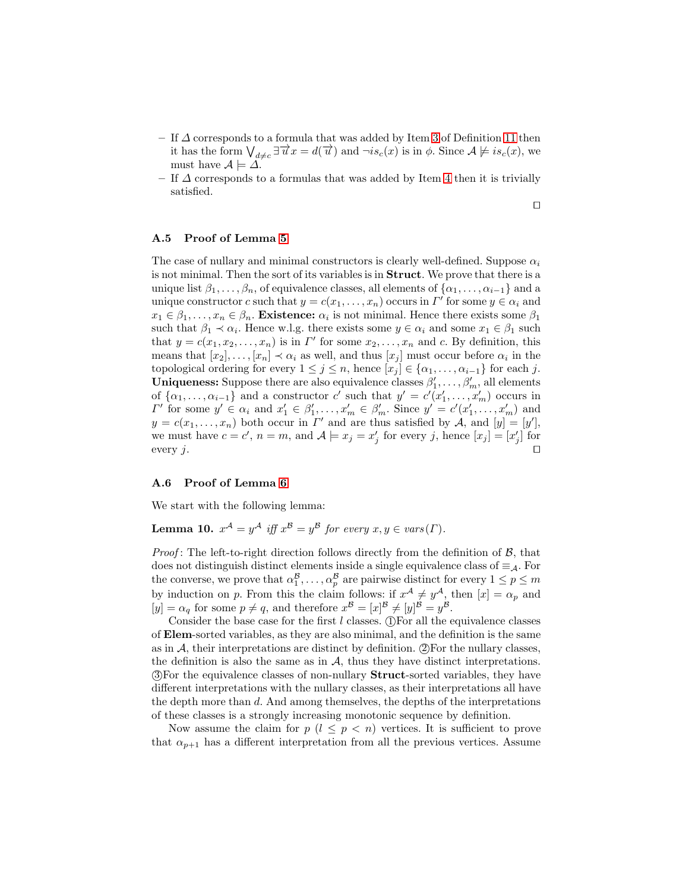– If $\Delta$ corresponds to a formula that was added by Item 3 of Definition 11 then it has the form $\bigvee_{d \neq c} \exists \overrightarrow{u}\, x = d(\overrightarrow{u})$ and $\neg is_c(x)$ is in $\phi$. Since $\mathcal{A} \not\models is_c(x)$, we must have $\mathcal{A} \models \Delta$.

– If $\Delta$ corresponds to a formulas that was added by Item 4 then it is trivially satisfied.

□

### A.5 Proof of Lemma 5

The case of nullary and minimal constructors is clearly well-defined. Suppose $\alpha_i$ is not minimal. Then the sort of its variables is in **Struct**. We prove that there is a unique list $\beta_1, \ldots, \beta_n$, of equivalence classes, all elements of $\{\alpha_1, \ldots, \alpha_{i-1}\}$ and a unique constructor $c$ such that $y = c(x_1, \ldots, x_n)$ occurs in $\Gamma'$ for some $y \in \alpha_i$ and $x_1 \in \beta_1, \ldots, x_n \in \beta_n$. **Existence:** $\alpha_i$ is not minimal. Hence there exists some $\beta_1$ such that $\beta_1 \prec \alpha_i$. Hence w.l.g. there exists some $y \in \alpha_i$ and some $x_1 \in \beta_1$ such that $y = c(x_1, x_2, \ldots, x_n)$ is in $\Gamma'$ for some $x_2, \ldots, x_n$ and $c$. By definition, this means that $[x_2], \ldots, [x_n] \prec \alpha_i$ as well, and thus $[x_j]$ must occur before $\alpha_i$ in the topological ordering for every $1 \leq j \leq n$, hence $[x_j] \in \{\alpha_1, \ldots, \alpha_{i-1}\}$ for each $j$. **Uniqueness:** Suppose there are also equivalence classes $\beta'_1, \ldots, \beta'_m$, all elements of $\{\alpha_1, \ldots, \alpha_{i-1}\}$ and a constructor $c'$ such that $y' = c'(x'_1, \ldots, x'_m)$ occurs in $\Gamma'$ for some $y' \in \alpha_i$ and $x'_1 \in \beta'_1, \ldots, x'_m \in \beta'_m$. Since $y' = c'(x'_1, \ldots, x'_m)$ and $y = c(x_1, \ldots, x_n)$ both occur in $\Gamma'$ and are thus satisfied by $\mathcal{A}$, and $[y] = [y']$, we must have $c = c'$, $n = m$, and $\mathcal{A} \models x_j = x'_j$ for every $j$, hence $[x_j] = [x'_j]$ for every $j$. □

### A.6 Proof of Lemma 6

We start with the following lemma:

**Lemma 10.** *$x^{\mathcal{A}} = y^{\mathcal{A}}$ iff $x^{\mathcal{B}} = y^{\mathcal{B}}$ for every $x, y \in vars(\Gamma)$.*

*Proof*: The left-to-right direction follows directly from the definition of $\mathcal{B}$, that does not distinguish distinct elements inside a single equivalence class of $\equiv_{\mathcal{A}}$. For the converse, we prove that $\alpha_1^{\mathcal{B}}, \ldots, \alpha_p^{\mathcal{B}}$ are pairwise distinct for every $1 \leq p \leq m$ by induction on $p$. From this the claim follows: if $x^{\mathcal{A}} \neq y^{\mathcal{A}}$, then $[x] = \alpha_p$ and $[y] = \alpha_q$ for some $p \neq q$, and therefore $x^{\mathcal{B}} = [x]^{\mathcal{B}} \neq [y]^{\mathcal{B}} = y^{\mathcal{B}}$.

Consider the base case for the first $l$ classes. ①For all the equivalence classes of **Elem**-sorted variables, as they are also minimal, and the definition is the same as in $\mathcal{A}$, their interpretations are distinct by definition. ②For the nullary classes, the definition is also the same as in $\mathcal{A}$, thus they have distinct interpretations. ③For the equivalence classes of non-nullary **Struct**-sorted variables, they have different interpretations with the nullary classes, as their interpretations all have the depth more than $d$. And among themselves, the depths of the interpretations of these classes is a strongly increasing monotonic sequence by definition.

Now assume the claim for $p$ ($l \leq p < n$) vertices. It is sufficient to prove that $\alpha_{p+1}$ has a different interpretation from all the previous vertices. Assume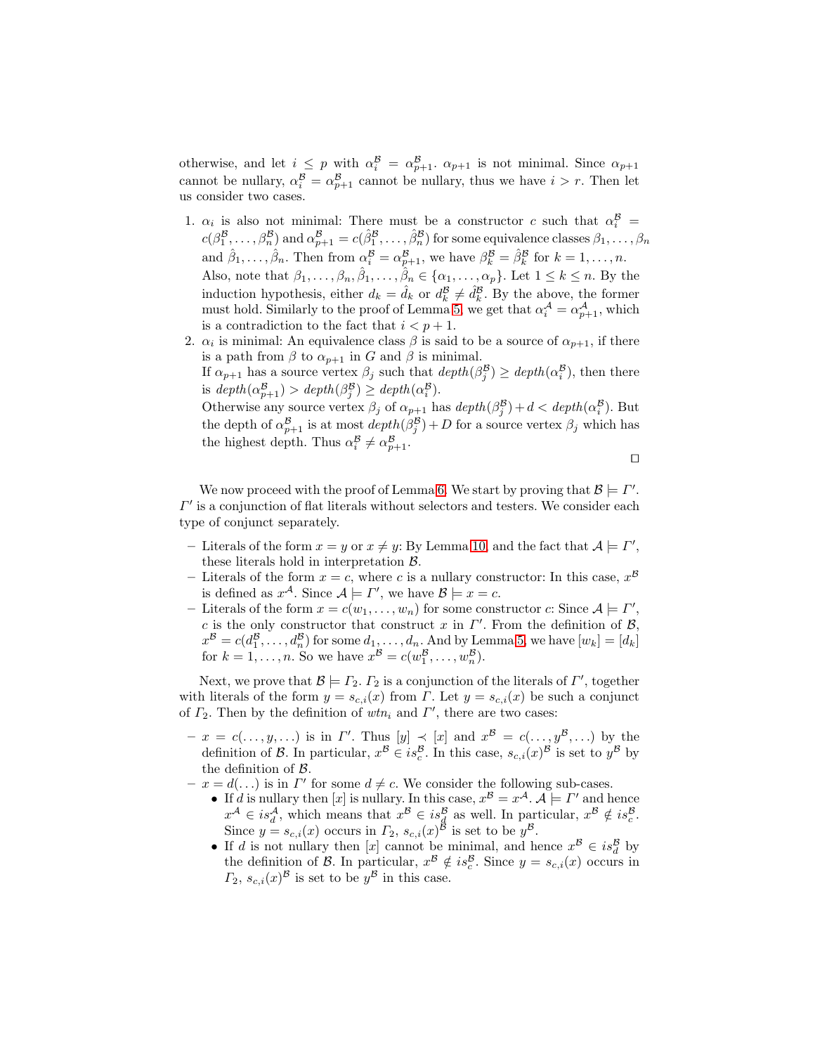otherwise, and let $i \leq p$ with $\alpha_i^{\mathcal{B}} = \alpha_{p+1}^{\mathcal{B}}$. $\alpha_{p+1}$ is not minimal. Since $\alpha_{p+1}$ cannot be nullary, $\alpha_i^{\mathcal{B}} = \alpha_{p+1}^{\mathcal{B}}$ cannot be nullary, thus we have $i > r$. Then let us consider two cases.

1. $\alpha_i$ is also not minimal: There must be a constructor $c$ such that $\alpha_i^{\mathcal{B}} = c(\beta_1^{\mathcal{B}}, \ldots, \beta_n^{\mathcal{B}})$ and $\alpha_{p+1}^{\mathcal{B}} = c(\hat{\beta}_1^{\mathcal{B}}, \ldots, \hat{\beta}_n^{\mathcal{B}})$ for some equivalence classes $\beta_1, \ldots, \beta_n$ and $\hat{\beta}_1, \ldots, \hat{\beta}_n$. Then from $\alpha_i^{\mathcal{B}} = \alpha_{p+1}^{\mathcal{B}}$, we have $\beta_k^{\mathcal{B}} = \hat{\beta}_k^{\mathcal{B}}$ for $k = 1, \ldots, n$. Also, note that $\beta_1, \ldots, \beta_n, \hat{\beta}_1, \ldots, \hat{\beta}_n \in \{\alpha_1, \ldots, \alpha_p\}$. Let $1 \leq k \leq n$. By the induction hypothesis, either $d_k = \hat{d}_k$ or $d_k^{\mathcal{B}} \neq \hat{d}_k^{\mathcal{B}}$. By the above, the former must hold. Similarly to the proof of Lemma 5, we get that $\alpha_i^{\mathcal{A}} = \alpha_{p+1}^{\mathcal{A}}$, which is a contradiction to the fact that $i < p + 1$.
2. $\alpha_i$ is minimal: An equivalence class $\beta$ is said to be a source of $\alpha_{p+1}$, if there is a path from $\beta$ to $\alpha_{p+1}$ in $G$ and $\beta$ is minimal.
   If $\alpha_{p+1}$ has a source vertex $\beta_j$ such that $depth(\beta_j^{\mathcal{B}}) \geq depth(\alpha_i^{\mathcal{B}})$, then there is $depth(\alpha_{p+1}^{\mathcal{B}}) > depth(\beta_j^{\mathcal{B}}) \geq depth(\alpha_i^{\mathcal{B}})$.
   Otherwise any source vertex $\beta_j$ of $\alpha_{p+1}$ has $depth(\beta_j^{\mathcal{B}}) + d < depth(\alpha_i^{\mathcal{B}})$. But the depth of $\alpha_{p+1}^{\mathcal{B}}$ is at most $depth(\beta_j^{\mathcal{B}}) + D$ for a source vertex $\beta_j$ which has the highest depth. Thus $\alpha_i^{\mathcal{B}} \neq \alpha_{p+1}^{\mathcal{B}}$.

□

We now proceed with the proof of Lemma 6. We start by proving that $\mathcal{B} \models \Gamma'$. $\Gamma'$ is a conjunction of flat literals without selectors and testers. We consider each type of conjunct separately.

- Literals of the form $x = y$ or $x \neq y$: By Lemma 10, and the fact that $\mathcal{A} \models \Gamma'$, these literals hold in interpretation $\mathcal{B}$.
- Literals of the form $x = c$, where $c$ is a nullary constructor: In this case, $x^{\mathcal{B}}$ is defined as $x^{\mathcal{A}}$. Since $\mathcal{A} \models \Gamma'$, we have $\mathcal{B} \models x = c$.
- Literals of the form $x = c(w_1, \ldots, w_n)$ for some constructor $c$: Since $\mathcal{A} \models \Gamma'$, $c$ is the only constructor that construct $x$ in $\Gamma'$. From the definition of $\mathcal{B}$, $x^{\mathcal{B}} = c(d_1^{\mathcal{B}}, \ldots, d_n^{\mathcal{B}})$ for some $d_1, \ldots, d_n$. And by Lemma 5, we have $[w_k] = [d_k]$ for $k = 1, \ldots, n$. So we have $x^{\mathcal{B}} = c(w_1^{\mathcal{B}}, \ldots, w_n^{\mathcal{B}})$.

Next, we prove that $\mathcal{B} \models \Gamma_2$. $\Gamma_2$ is a conjunction of the literals of $\Gamma'$, together with literals of the form $y = s_{c,i}(x)$ from $\Gamma$. Let $y = s_{c,i}(x)$ be such a conjunct of $\Gamma_2$. Then by the definition of $wtn_i$ and $\Gamma'$, there are two cases:

- $x = c(\ldots, y, \ldots)$ is in $\Gamma'$. Thus $[y] \prec [x]$ and $x^{\mathcal{B}} = c(\ldots, y^{\mathcal{B}}, \ldots)$ by the definition of $\mathcal{B}$. In particular, $x^{\mathcal{B}} \in is_c^{\mathcal{B}}$. In this case, $s_{c,i}(x)^{\mathcal{B}}$ is set to $y^{\mathcal{B}}$ by the definition of $\mathcal{B}$.
- $x = d(\ldots)$ is in $\Gamma'$ for some $d \neq c$. We consider the following sub-cases.
  - If $d$ is nullary then $[x]$ is nullary. In this case, $x^{\mathcal{B}} = x^{\mathcal{A}}$. $\mathcal{A} \models \Gamma'$ and hence $x^{\mathcal{A}} \in is_d^{\mathcal{A}}$, which means that $x^{\mathcal{B}} \in is_d^{\mathcal{B}}$ as well. In particular, $x^{\mathcal{B}} \notin is_c^{\mathcal{B}}$. Since $y = s_{c,i}(x)$ occurs in $\Gamma_2$, $s_{c,i}(x)^{\mathcal{B}}$ is set to be $y^{\mathcal{B}}$.
  - If $d$ is not nullary then $[x]$ cannot be minimal, and hence $x^{\mathcal{B}} \in is_d^{\mathcal{B}}$ by the definition of $\mathcal{B}$. In particular, $x^{\mathcal{B}} \notin is_c^{\mathcal{B}}$. Since $y = s_{c,i}(x)$ occurs in $\Gamma_2$, $s_{c,i}(x)^{\mathcal{B}}$ is set to be $y^{\mathcal{B}}$ in this case.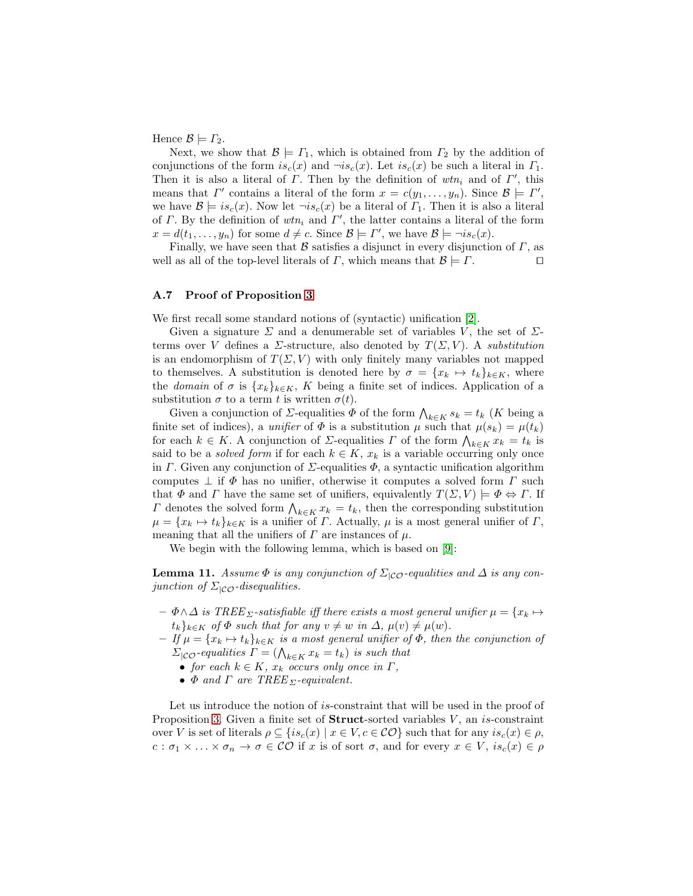Hence $\mathcal{B} \models \Gamma_2$.

Next, we show that $\mathcal{B} \models \Gamma_1$, which is obtained from $\Gamma_2$ by the addition of conjunctions of the form $is_c(x)$ and $\neg is_c(x)$. Let $is_c(x)$ be such a literal in $\Gamma_1$. Then it is also a literal of $\Gamma$. Then by the definition of $wtn_i$ and of $\Gamma'$, this means that $\Gamma'$ contains a literal of the form $x = c(y_1, \ldots, y_n)$. Since $\mathcal{B} \models \Gamma'$, we have $\mathcal{B} \models is_c(x)$. Now let $\neg is_c(x)$ be a literal of $\Gamma_1$. Then it is also a literal of $\Gamma$. By the definition of $wtn_i$ and $\Gamma'$, the latter contains a literal of the form $x = d(t_1, \ldots, y_n)$ for some $d \neq c$. Since $\mathcal{B} \models \Gamma'$, we have $\mathcal{B} \models \neg is_c(x)$.

Finally, we have seen that $\mathcal{B}$ satisfies a disjunct in every disjunction of $\Gamma$, as well as all of the top-level literals of $\Gamma$, which means that $\mathcal{B} \models \Gamma$. □

### A.7 Proof of Proposition 3

We first recall some standard notions of (syntactic) unification [2].

Given a signature $\Sigma$ and a denumerable set of variables $V$, the set of $\Sigma$-terms over $V$ defines a $\Sigma$-structure, also denoted by $T(\Sigma, V)$. A *substitution* is an endomorphism of $T(\Sigma, V)$ with only finitely many variables not mapped to themselves. A substitution is denoted here by $\sigma = \{x_k \mapsto t_k\}_{k \in K}$, where the *domain* of $\sigma$ is $\{x_k\}_{k \in K}$, $K$ being a finite set of indices. Application of a substitution $\sigma$ to a term $t$ is written $\sigma(t)$.

Given a conjunction of $\Sigma$-equalities $\Phi$ of the form $\bigwedge_{k \in K} s_k = t_k$ ($K$ being a finite set of indices), a *unifier* of $\Phi$ is a substitution $\mu$ such that $\mu(s_k) = \mu(t_k)$ for each $k \in K$. A conjunction of $\Sigma$-equalities $\Gamma$ of the form $\bigwedge_{k \in K} x_k = t_k$ is said to be a *solved form* if for each $k \in K$, $x_k$ is a variable occurring only once in $\Gamma$. Given any conjunction of $\Sigma$-equalities $\Phi$, a syntactic unification algorithm computes $\bot$ if $\Phi$ has no unifier, otherwise it computes a solved form $\Gamma$ such that $\Phi$ and $\Gamma$ have the same set of unifiers, equivalently $T(\Sigma, V) \models \Phi \Leftrightarrow \Gamma$. If $\Gamma$ denotes the solved form $\bigwedge_{k \in K} x_k = t_k$, then the corresponding substitution $\mu = \{x_k \mapsto t_k\}_{k \in K}$ is a unifier of $\Gamma$. Actually, $\mu$ is a most general unifier of $\Gamma$, meaning that all the unifiers of $\Gamma$ are instances of $\mu$.

We begin with the following lemma, which is based on [9]:

**Lemma 11.** *Assume $\Phi$ is any conjunction of $\Sigma_{|\mathcal{CO}}$-equalities and $\Delta$ is any conjunction of $\Sigma_{|\mathcal{CO}}$-disequalities.*

- *$\Phi \wedge \Delta$ is $TREE_\Sigma$-satisfiable iff there exists a most general unifier $\mu = \{x_k \mapsto t_k\}_{k \in K}$ of $\Phi$ such that for any $v \neq w$ in $\Delta$, $\mu(v) \neq \mu(w)$.*
- *If $\mu = \{x_k \mapsto t_k\}_{k \in K}$ is a most general unifier of $\Phi$, then the conjunction of $\Sigma_{|\mathcal{CO}}$-equalities $\Gamma = (\bigwedge_{k \in K} x_k = t_k)$ is such that*
  - *for each $k \in K$, $x_k$ occurs only once in $\Gamma$,*
  - *$\Phi$ and $\Gamma$ are $TREE_\Sigma$-equivalent.*

Let us introduce the notion of $is$-constraint that will be used in the proof of Proposition 3. Given a finite set of **Struct**-sorted variables $V$, an $is$-constraint over $V$ is set of literals $\rho \subseteq \{is_c(x) \mid x \in V, c \in \mathcal{CO}\}$ such that for any $is_c(x) \in \rho$, $c : \sigma_1 \times \ldots \times \sigma_n \to \sigma \in \mathcal{CO}$ if $x$ is of sort $\sigma$, and for every $x \in V$, $is_c(x) \in \rho$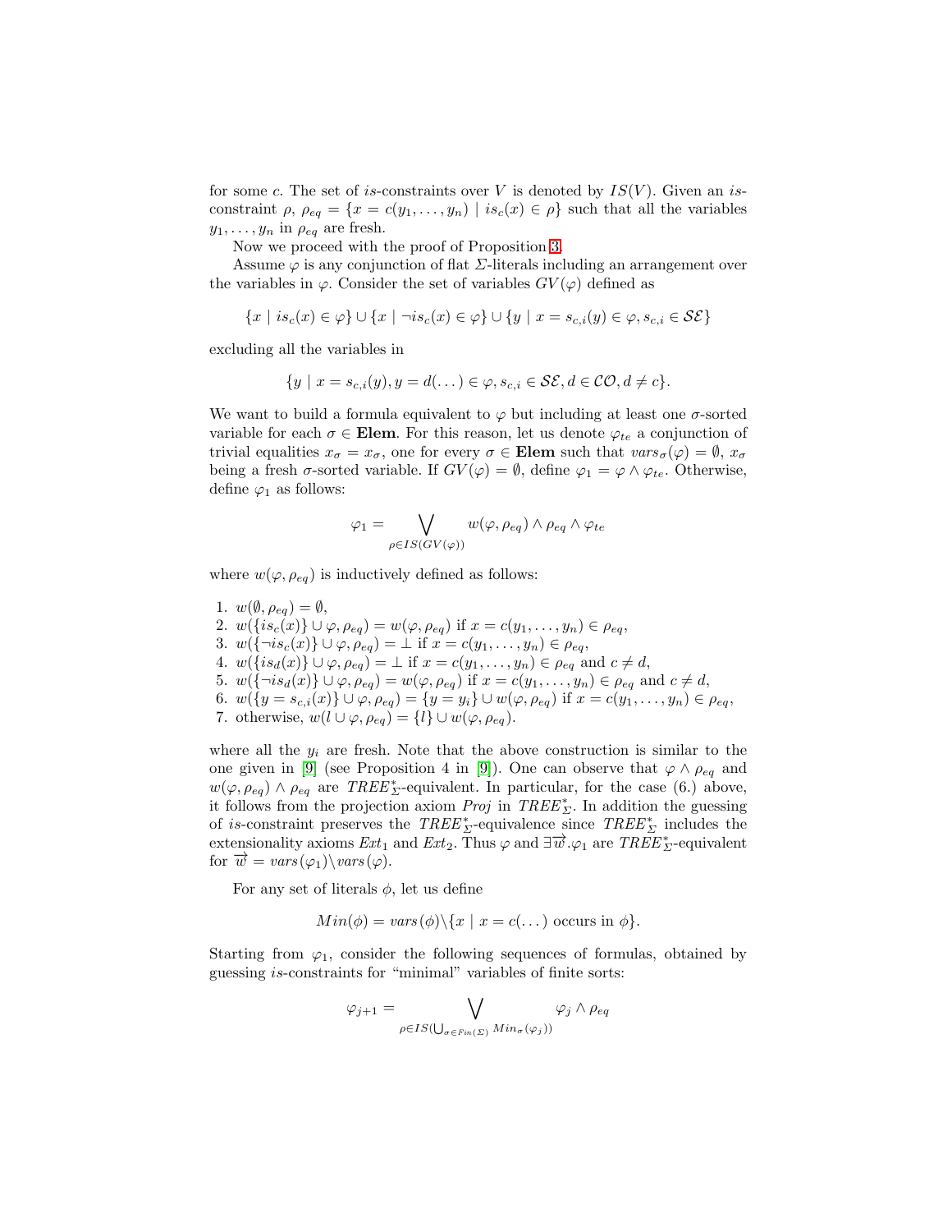for some $c$. The set of $is$-constraints over $V$ is denoted by $IS(V)$. Given an $is$-constraint $\rho$, $\rho_{eq} = \{x = c(y_1, \ldots, y_n) \mid is_c(x) \in \rho\}$ such that all the variables $y_1, \ldots, y_n$ in $\rho_{eq}$ are fresh.

Now we proceed with the proof of Proposition 3.

Assume $\varphi$ is any conjunction of flat $\Sigma$-literals including an arrangement over the variables in $\varphi$. Consider the set of variables $GV(\varphi)$ defined as

$$\{x \mid is_c(x) \in \varphi\} \cup \{x \mid \neg is_c(x) \in \varphi\} \cup \{y \mid x = s_{c,i}(y) \in \varphi, s_{c,i} \in \mathcal{SE}\}$$

excluding all the variables in

$$\{y \mid x = s_{c,i}(y), y = d(\ldots) \in \varphi, s_{c,i} \in \mathcal{SE}, d \in \mathcal{CO}, d \neq c\}.$$

We want to build a formula equivalent to $\varphi$ but including at least one $\sigma$-sorted variable for each $\sigma \in \mathbf{Elem}$. For this reason, let us denote $\varphi_{te}$ a conjunction of trivial equalities $x_\sigma = x_\sigma$, one for every $\sigma \in \mathbf{Elem}$ such that $vars_\sigma(\varphi) = \emptyset$, $x_\sigma$ being a fresh $\sigma$-sorted variable. If $GV(\varphi) = \emptyset$, define $\varphi_1 = \varphi \wedge \varphi_{te}$. Otherwise, define $\varphi_1$ as follows:

$$\varphi_1 = \bigvee_{\rho \in IS(GV(\varphi))} w(\varphi, \rho_{eq}) \wedge \rho_{eq} \wedge \varphi_{te}$$

where $w(\varphi, \rho_{eq})$ is inductively defined as follows:

1. $w(\emptyset, \rho_{eq}) = \emptyset$,
2. $w(\{is_c(x)\} \cup \varphi, \rho_{eq}) = w(\varphi, \rho_{eq})$ if $x = c(y_1, \ldots, y_n) \in \rho_{eq}$,
3. $w(\{\neg is_c(x)\} \cup \varphi, \rho_{eq}) = \bot$ if $x = c(y_1, \ldots, y_n) \in \rho_{eq}$,
4. $w(\{is_d(x)\} \cup \varphi, \rho_{eq}) = \bot$ if $x = c(y_1, \ldots, y_n) \in \rho_{eq}$ and $c \neq d$,
5. $w(\{\neg is_d(x)\} \cup \varphi, \rho_{eq}) = w(\varphi, \rho_{eq})$ if $x = c(y_1, \ldots, y_n) \in \rho_{eq}$ and $c \neq d$,
6. $w(\{y = s_{c,i}(x)\} \cup \varphi, \rho_{eq}) = \{y = y_i\} \cup w(\varphi, \rho_{eq})$ if $x = c(y_1, \ldots, y_n) \in \rho_{eq}$,
7. otherwise, $w(l \cup \varphi, \rho_{eq}) = \{l\} \cup w(\varphi, \rho_{eq})$.

where all the $y_i$ are fresh. Note that the above construction is similar to the one given in [9] (see Proposition 4 in [9]). One can observe that $\varphi \wedge \rho_{eq}$ and $w(\varphi, \rho_{eq}) \wedge \rho_{eq}$ are $TREE^*_\Sigma$-equivalent. In particular, for the case (6.) above, it follows from the projection axiom *Proj* in $TREE^*_\Sigma$. In addition the guessing of $is$-constraint preserves the $TREE^*_\Sigma$-equivalence since $TREE^*_\Sigma$ includes the extensionality axioms $Ext_1$ and $Ext_2$. Thus $\varphi$ and $\exists \overrightarrow{w}.\varphi_1$ are $TREE^*_\Sigma$-equivalent for $\overrightarrow{w} = vars(\varphi_1) \backslash vars(\varphi)$.

For any set of literals $\phi$, let us define

$$Min(\phi) = vars(\phi) \backslash \{x \mid x = c(\ldots) \text{ occurs in } \phi\}.$$

Starting from $\varphi_1$, consider the following sequences of formulas, obtained by guessing $is$-constraints for "minimal" variables of finite sorts:

$$\varphi_{j+1} = \bigvee_{\rho \in IS(\bigcup_{\sigma \in Fin(\Sigma)} Min_\sigma(\varphi_j))} \varphi_j \wedge \rho_{eq}$$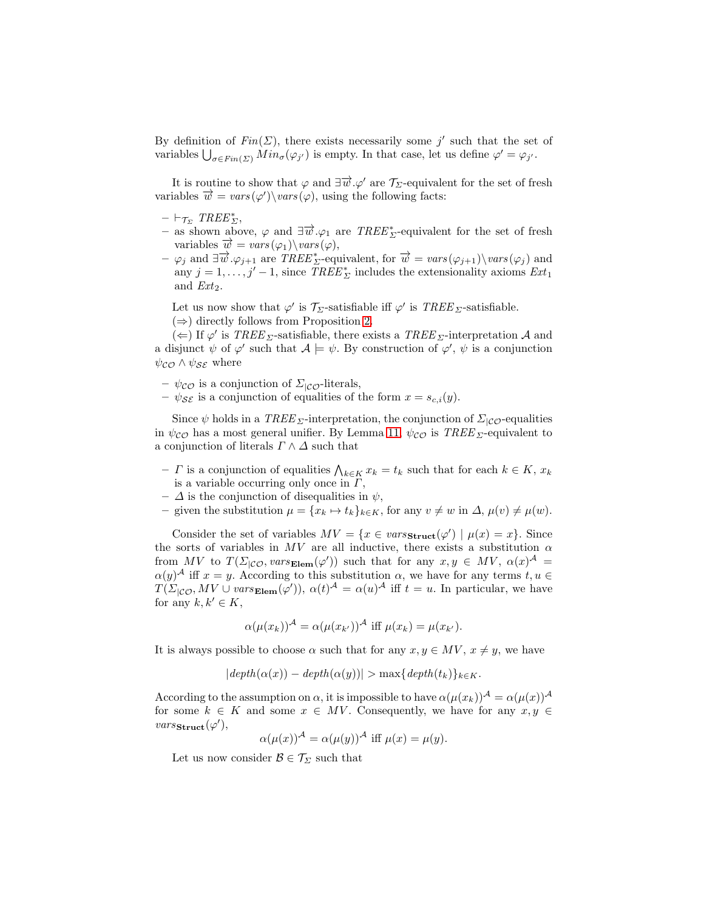By definition of $Fin(\Sigma)$, there exists necessarily some $j'$ such that the set of variables $\bigcup_{\sigma \in Fin(\Sigma)} Min_\sigma(\varphi_{j'})$ is empty. In that case, let us define $\varphi' = \varphi_{j'}$.

It is routine to show that $\varphi$ and $\exists \overrightarrow{w}.\varphi'$ are $\mathcal{T}_\Sigma$-equivalent for the set of fresh variables $\overrightarrow{w} = vars(\varphi') \backslash vars(\varphi)$, using the following facts:

- $\vdash_{\mathcal{T}_\Sigma} TREE^*_\Sigma$,
- as shown above, $\varphi$ and $\exists \overrightarrow{w}.\varphi_1$ are $TREE^*_\Sigma$-equivalent for the set of fresh variables $\overrightarrow{w} = vars(\varphi_1) \backslash vars(\varphi)$,
- $\varphi_j$ and $\exists \overrightarrow{w}.\varphi_{j+1}$ are $TREE^*_\Sigma$-equivalent, for $\overrightarrow{w} = vars(\varphi_{j+1}) \backslash vars(\varphi_j)$ and any $j = 1, \ldots, j'-1$, since $TREE^*_\Sigma$ includes the extensionality axioms $Ext_1$ and $Ext_2$.

Let us now show that $\varphi'$ is $\mathcal{T}_\Sigma$-satisfiable iff $\varphi'$ is $TREE_\Sigma$-satisfiable.

($\Rightarrow$) directly follows from Proposition 2.

($\Leftarrow$) If $\varphi'$ is $TREE_\Sigma$-satisfiable, there exists a $TREE_\Sigma$-interpretation $\mathcal{A}$ and a disjunct $\psi$ of $\varphi'$ such that $\mathcal{A} \models \psi$. By construction of $\varphi'$, $\psi$ is a conjunction $\psi_{\mathcal{CO}} \wedge \psi_{\mathcal{SE}}$ where

- $\psi_{\mathcal{CO}}$ is a conjunction of $\Sigma_{|\mathcal{CO}}$-literals,
- $\psi_{\mathcal{SE}}$ is a conjunction of equalities of the form $x = s_{c,i}(y)$.

Since $\psi$ holds in a $TREE_\Sigma$-interpretation, the conjunction of $\Sigma_{|\mathcal{CO}}$-equalities in $\psi_{\mathcal{CO}}$ has a most general unifier. By Lemma 11, $\psi_{\mathcal{CO}}$ is $TREE_\Sigma$-equivalent to a conjunction of literals $\Gamma \wedge \Delta$ such that

- $\Gamma$ is a conjunction of equalities $\bigwedge_{k \in K} x_k = t_k$ such that for each $k \in K$, $x_k$ is a variable occurring only once in $\Gamma$,
- $\Delta$ is the conjunction of disequalities in $\psi$,
- given the substitution $\mu = \{x_k \mapsto t_k\}_{k \in K}$, for any $v \neq w$ in $\Delta$, $\mu(v) \neq \mu(w)$.

Consider the set of variables $MV = \{x \in vars_{\mathbf{Struct}}(\varphi') \mid \mu(x) = x\}$. Since the sorts of variables in $MV$ are all inductive, there exists a substitution $\alpha$ from $MV$ to $T(\Sigma_{|\mathcal{CO}}, vars_{\mathbf{Elem}}(\varphi'))$ such that for any $x, y \in MV$, $\alpha(x)^{\mathcal{A}} = \alpha(y)^{\mathcal{A}}$ iff $x = y$. According to this substitution $\alpha$, we have for any terms $t, u \in T(\Sigma_{|\mathcal{CO}}, MV \cup vars_{\mathbf{Elem}}(\varphi'))$, $\alpha(t)^{\mathcal{A}} = \alpha(u)^{\mathcal{A}}$ iff $t = u$. In particular, we have for any $k, k' \in K$,

$$\alpha(\mu(x_k))^{\mathcal{A}} = \alpha(\mu(x_{k'}))^{\mathcal{A}} \text{ iff } \mu(x_k) = \mu(x_{k'}).$$

It is always possible to choose $\alpha$ such that for any $x, y \in MV$, $x \neq y$, we have

$$|depth(\alpha(x)) - depth(\alpha(y))| > \max\{depth(t_k)\}_{k \in K}.$$

According to the assumption on $\alpha$, it is impossible to have $\alpha(\mu(x_k))^{\mathcal{A}} = \alpha(\mu(x))^{\mathcal{A}}$ for some $k \in K$ and some $x \in MV$. Consequently, we have for any $x, y \in vars_{\mathbf{Struct}}(\varphi')$,

$$\alpha(\mu(x))^{\mathcal{A}} = \alpha(\mu(y))^{\mathcal{A}} \text{ iff } \mu(x) = \mu(y).$$

Let us now consider $\mathcal{B} \in \mathcal{T}_\Sigma$ such that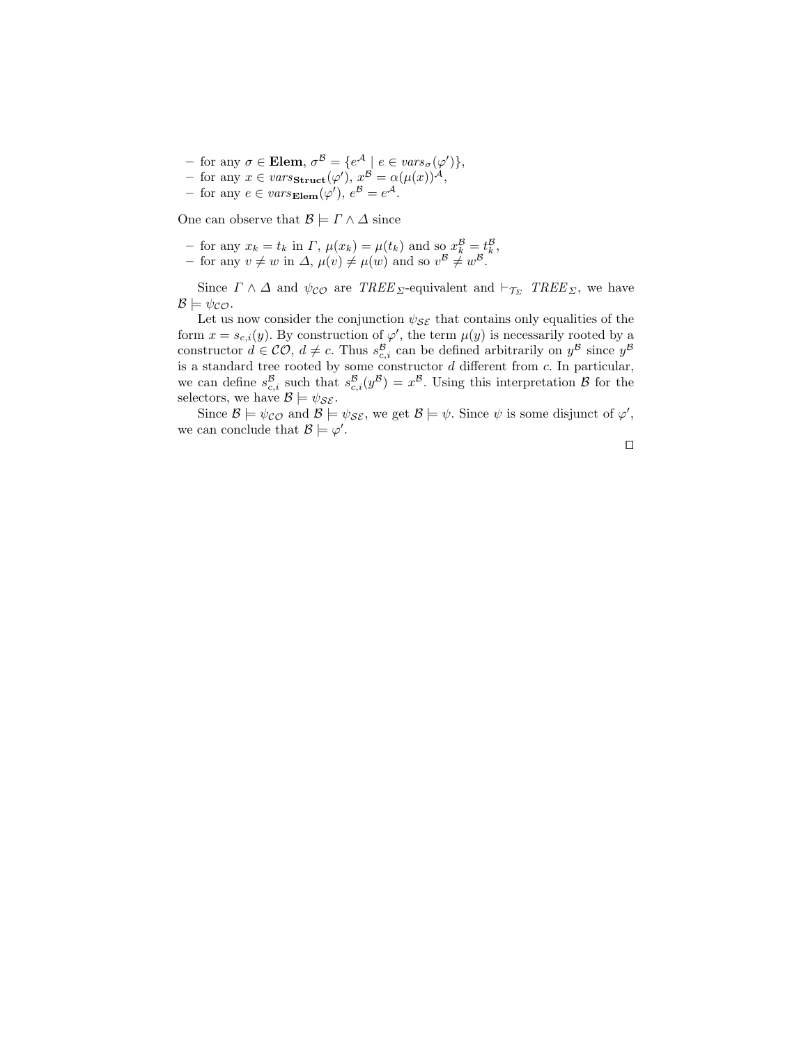- for any $\sigma \in \mathbf{Elem}$, $\sigma^{\mathcal{B}} = \{e^{\mathcal{A}} \mid e \in vars_{\sigma}(\varphi')\}$,
- for any $x \in vars_{\mathbf{Struct}}(\varphi')$, $x^{\mathcal{B}} = \alpha(\mu(x))^{\mathcal{A}}$,
- for any $e \in vars_{\mathbf{Elem}}(\varphi')$, $e^{\mathcal{B}} = e^{\mathcal{A}}$.

One can observe that $\mathcal{B} \models \Gamma \wedge \Delta$ since

- for any $x_k = t_k$ in $\Gamma$, $\mu(x_k) = \mu(t_k)$ and so $x_k^{\mathcal{B}} = t_k^{\mathcal{B}}$,
- for any $v \neq w$ in $\Delta$, $\mu(v) \neq \mu(w)$ and so $v^{\mathcal{B}} \neq w^{\mathcal{B}}$.

Since $\Gamma \wedge \Delta$ and $\psi_{\mathcal{CO}}$ are $\mathit{TREE}_{\Sigma}$-equivalent and $\vdash_{\mathcal{T}_{\Sigma}} \mathit{TREE}_{\Sigma}$, we have $\mathcal{B} \models \psi_{\mathcal{CO}}$.

Let us now consider the conjunction $\psi_{\mathcal{SE}}$ that contains only equalities of the form $x = s_{c,i}(y)$. By construction of $\varphi'$, the term $\mu(y)$ is necessarily rooted by a constructor $d \in \mathcal{CO}$, $d \neq c$. Thus $s_{c,i}^{\mathcal{B}}$ can be defined arbitrarily on $y^{\mathcal{B}}$ since $y^{\mathcal{B}}$ is a standard tree rooted by some constructor $d$ different from $c$. In particular, we can define $s_{c,i}^{\mathcal{B}}$ such that $s_{c,i}^{\mathcal{B}}(y^{\mathcal{B}}) = x^{\mathcal{B}}$. Using this interpretation $\mathcal{B}$ for the selectors, we have $\mathcal{B} \models \psi_{\mathcal{SE}}$.

Since $\mathcal{B} \models \psi_{\mathcal{CO}}$ and $\mathcal{B} \models \psi_{\mathcal{SE}}$, we get $\mathcal{B} \models \psi$. Since $\psi$ is some disjunct of $\varphi'$, we can conclude that $\mathcal{B} \models \varphi'$.

□